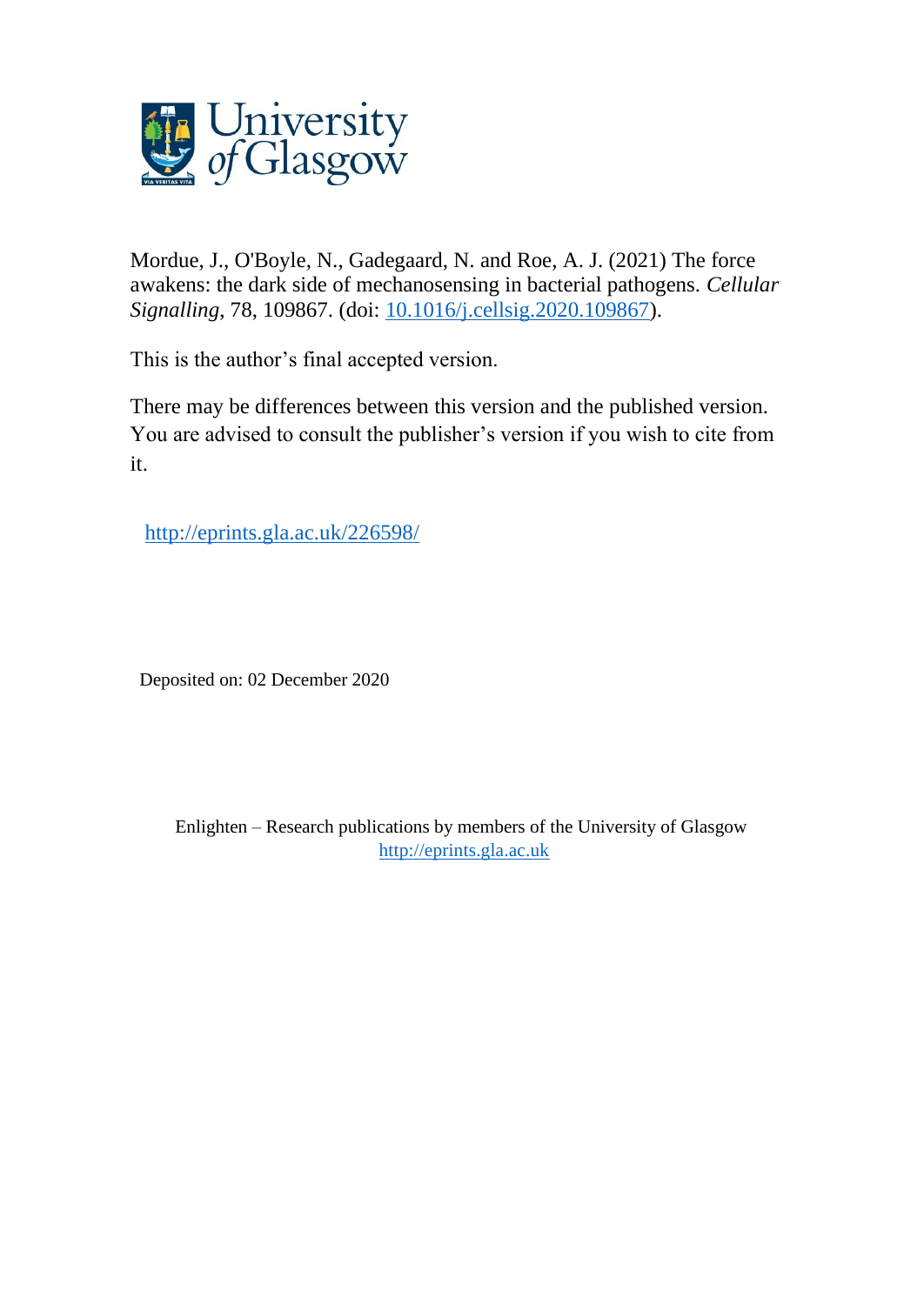Mordue, J., O'Boyle, N., Gadegaard, N. and Roe, A. J. (2021) The force awakens: the dark side of mechanosensing in bacterial pathogens. *Cellular Signalling*, 78, 109867. (doi: 10.1016/j.cellsig.2020.109867).

This is the author's final accepted version.

There may be differences between this version and the published version. You are advised to consult the publisher's version if you wish to cite from it.

http://eprints.gla.ac.uk/226598/

Deposited on: 02 December 2020

Enlighten – Research publications by members of the University of Glasgow
http://eprints.gla.ac.uk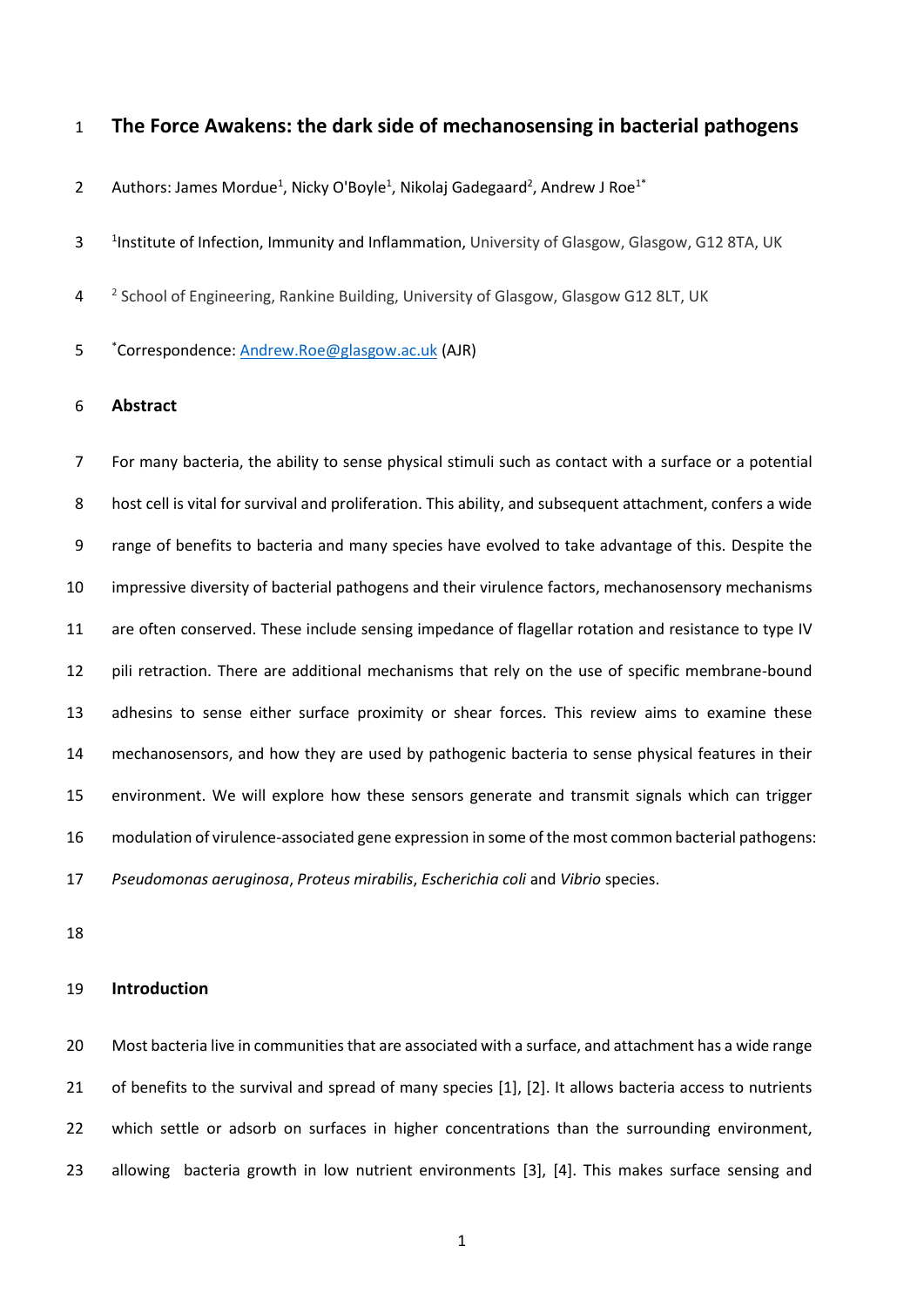# The Force Awakens: the dark side of mechanosensing in bacterial pathogens

Authors: James Mordue[1], Nicky O'Boyle[1], Nikolaj Gadegaard[2], Andrew J Roe[1*]

[1]Institute of Infection, Immunity and Inflammation, University of Glasgow, Glasgow, G12 8TA, UK

[2] School of Engineering, Rankine Building, University of Glasgow, Glasgow G12 8LT, UK

[*]Correspondence: Andrew.Roe@glasgow.ac.uk (AJR)

## Abstract

For many bacteria, the ability to sense physical stimuli such as contact with a surface or a potential host cell is vital for survival and proliferation. This ability, and subsequent attachment, confers a wide range of benefits to bacteria and many species have evolved to take advantage of this. Despite the impressive diversity of bacterial pathogens and their virulence factors, mechanosensory mechanisms are often conserved. These include sensing impedance of flagellar rotation and resistance to type IV pili retraction. There are additional mechanisms that rely on the use of specific membrane-bound adhesins to sense either surface proximity or shear forces. This review aims to examine these mechanosensors, and how they are used by pathogenic bacteria to sense physical features in their environment. We will explore how these sensors generate and transmit signals which can trigger modulation of virulence-associated gene expression in some of the most common bacterial pathogens: *Pseudomonas aeruginosa*, *Proteus mirabilis*, *Escherichia coli* and *Vibrio* species.

## Introduction

Most bacteria live in communities that are associated with a surface, and attachment has a wide range of benefits to the survival and spread of many species [1], [2]. It allows bacteria access to nutrients which settle or adsorb on surfaces in higher concentrations than the surrounding environment, allowing bacteria growth in low nutrient environments [3], [4]. This makes surface sensing and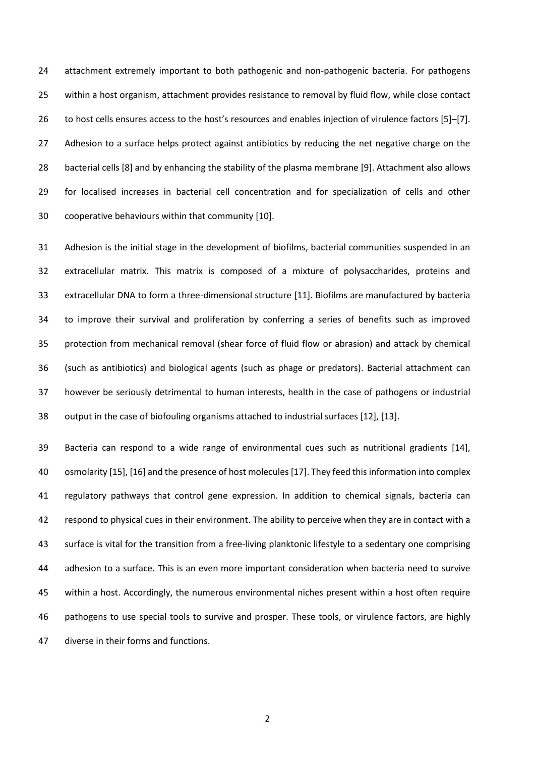attachment extremely important to both pathogenic and non-pathogenic bacteria. For pathogens within a host organism, attachment provides resistance to removal by fluid flow, while close contact to host cells ensures access to the host's resources and enables injection of virulence factors [5]–[7]. Adhesion to a surface helps protect against antibiotics by reducing the net negative charge on the bacterial cells [8] and by enhancing the stability of the plasma membrane [9]. Attachment also allows for localised increases in bacterial cell concentration and for specialization of cells and other cooperative behaviours within that community [10].

Adhesion is the initial stage in the development of biofilms, bacterial communities suspended in an extracellular matrix. This matrix is composed of a mixture of polysaccharides, proteins and extracellular DNA to form a three-dimensional structure [11]. Biofilms are manufactured by bacteria to improve their survival and proliferation by conferring a series of benefits such as improved protection from mechanical removal (shear force of fluid flow or abrasion) and attack by chemical (such as antibiotics) and biological agents (such as phage or predators). Bacterial attachment can however be seriously detrimental to human interests, health in the case of pathogens or industrial output in the case of biofouling organisms attached to industrial surfaces [12], [13].

Bacteria can respond to a wide range of environmental cues such as nutritional gradients [14], osmolarity [15], [16] and the presence of host molecules [17]. They feed this information into complex regulatory pathways that control gene expression. In addition to chemical signals, bacteria can respond to physical cues in their environment. The ability to perceive when they are in contact with a surface is vital for the transition from a free-living planktonic lifestyle to a sedentary one comprising adhesion to a surface. This is an even more important consideration when bacteria need to survive within a host. Accordingly, the numerous environmental niches present within a host often require pathogens to use special tools to survive and prosper. These tools, or virulence factors, are highly diverse in their forms and functions.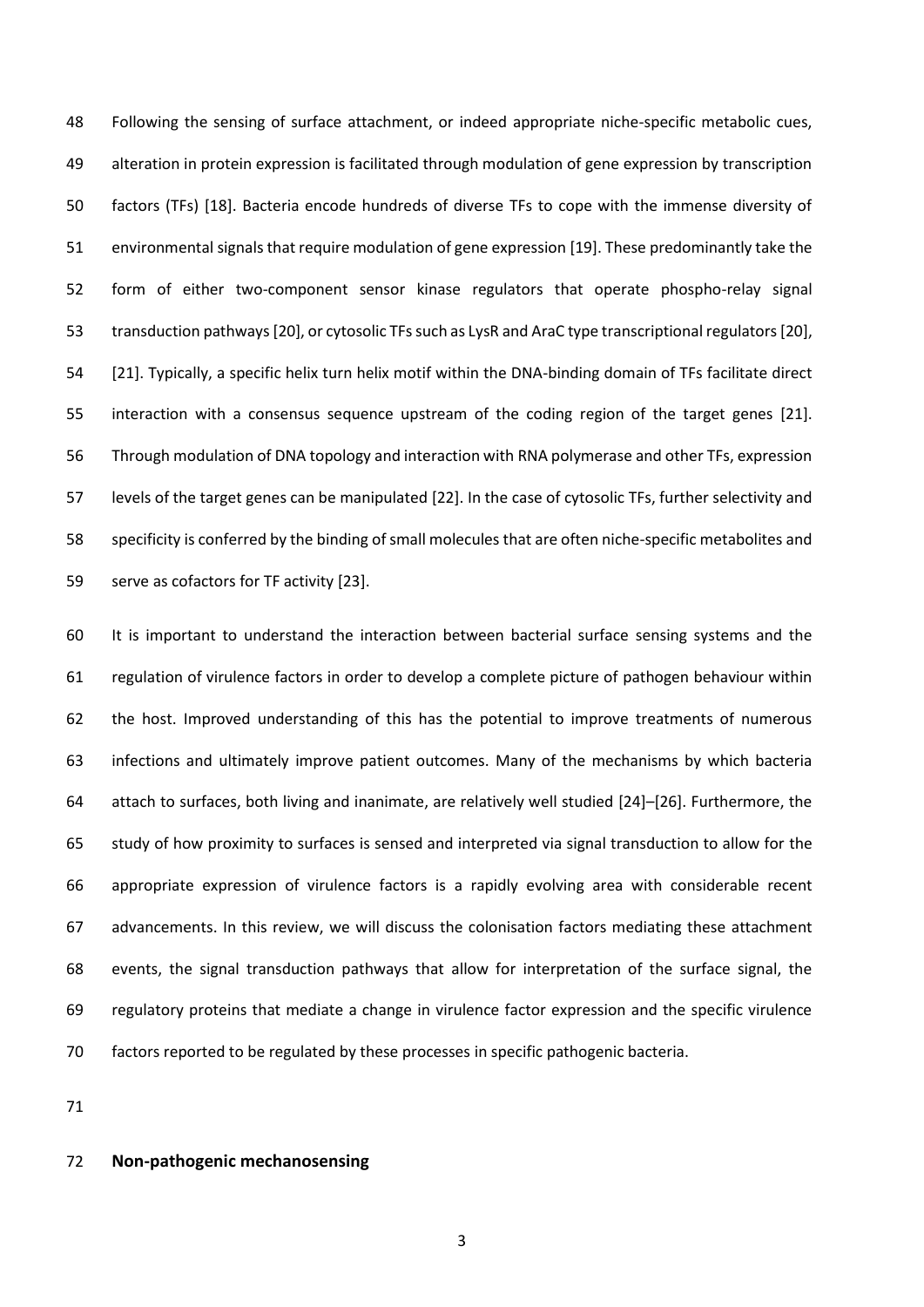Following the sensing of surface attachment, or indeed appropriate niche-specific metabolic cues, alteration in protein expression is facilitated through modulation of gene expression by transcription factors (TFs) [18]. Bacteria encode hundreds of diverse TFs to cope with the immense diversity of environmental signals that require modulation of gene expression [19]. These predominantly take the form of either two-component sensor kinase regulators that operate phospho-relay signal transduction pathways [20], or cytosolic TFs such as LysR and AraC type transcriptional regulators [20], [21]. Typically, a specific helix turn helix motif within the DNA-binding domain of TFs facilitate direct interaction with a consensus sequence upstream of the coding region of the target genes [21]. Through modulation of DNA topology and interaction with RNA polymerase and other TFs, expression levels of the target genes can be manipulated [22]. In the case of cytosolic TFs, further selectivity and specificity is conferred by the binding of small molecules that are often niche-specific metabolites and serve as cofactors for TF activity [23].

It is important to understand the interaction between bacterial surface sensing systems and the regulation of virulence factors in order to develop a complete picture of pathogen behaviour within the host. Improved understanding of this has the potential to improve treatments of numerous infections and ultimately improve patient outcomes. Many of the mechanisms by which bacteria attach to surfaces, both living and inanimate, are relatively well studied [24]–[26]. Furthermore, the study of how proximity to surfaces is sensed and interpreted via signal transduction to allow for the appropriate expression of virulence factors is a rapidly evolving area with considerable recent advancements. In this review, we will discuss the colonisation factors mediating these attachment events, the signal transduction pathways that allow for interpretation of the surface signal, the regulatory proteins that mediate a change in virulence factor expression and the specific virulence factors reported to be regulated by these processes in specific pathogenic bacteria.

## Non-pathogenic mechanosensing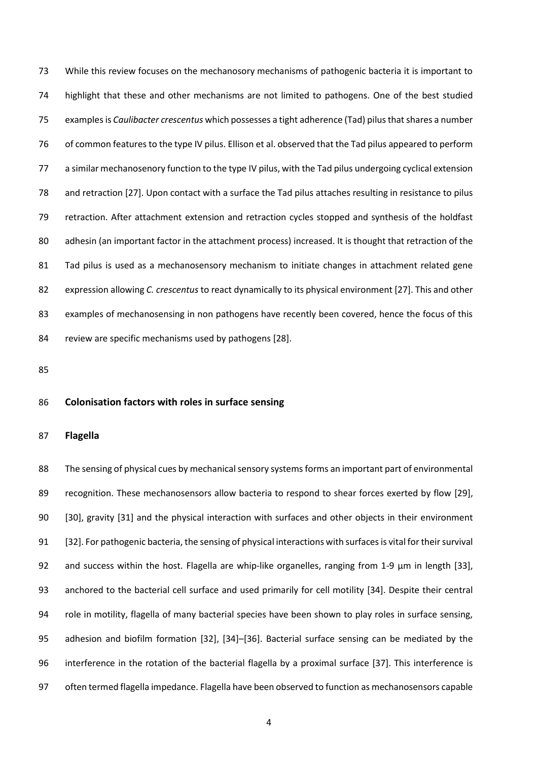While this review focuses on the mechanosory mechanisms of pathogenic bacteria it is important to highlight that these and other mechanisms are not limited to pathogens. One of the best studied examples is *Caulibacter crescentus* which possesses a tight adherence (Tad) pilus that shares a number of common features to the type IV pilus. Ellison et al. observed that the Tad pilus appeared to perform a similar mechanosenory function to the type IV pilus, with the Tad pilus undergoing cyclical extension and retraction [27]. Upon contact with a surface the Tad pilus attaches resulting in resistance to pilus retraction. After attachment extension and retraction cycles stopped and synthesis of the holdfast adhesin (an important factor in the attachment process) increased. It is thought that retraction of the Tad pilus is used as a mechanosensory mechanism to initiate changes in attachment related gene expression allowing *C. crescentus* to react dynamically to its physical environment [27]. This and other examples of mechanosensing in non pathogens have recently been covered, hence the focus of this review are specific mechanisms used by pathogens [28].

## Colonisation factors with roles in surface sensing

### Flagella

The sensing of physical cues by mechanical sensory systems forms an important part of environmental recognition. These mechanosensors allow bacteria to respond to shear forces exerted by flow [29], [30], gravity [31] and the physical interaction with surfaces and other objects in their environment [32]. For pathogenic bacteria, the sensing of physical interactions with surfaces is vital for their survival and success within the host. Flagella are whip-like organelles, ranging from 1-9 µm in length [33], anchored to the bacterial cell surface and used primarily for cell motility [34]. Despite their central role in motility, flagella of many bacterial species have been shown to play roles in surface sensing, adhesion and biofilm formation [32], [34]–[36]. Bacterial surface sensing can be mediated by the interference in the rotation of the bacterial flagella by a proximal surface [37]. This interference is often termed flagella impedance. Flagella have been observed to function as mechanosensors capable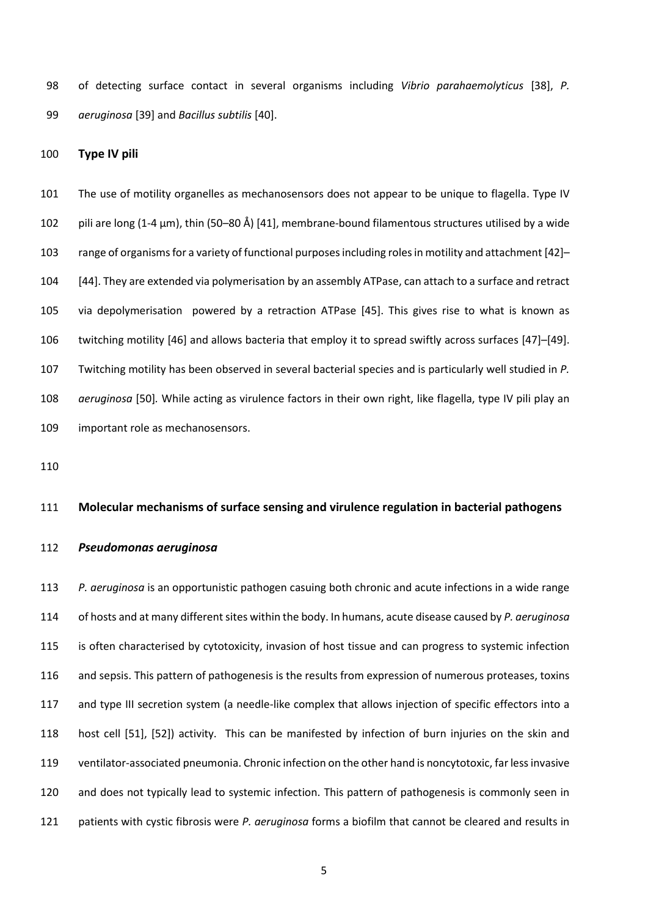of detecting surface contact in several organisms including *Vibrio parahaemolyticus* [38], *P. aeruginosa* [39] and *Bacillus subtilis* [40].

## Type IV pili

The use of motility organelles as mechanosensors does not appear to be unique to flagella. Type IV pili are long (1-4 µm), thin (50–80 Å) [41], membrane-bound filamentous structures utilised by a wide range of organisms for a variety of functional purposes including roles in motility and attachment [42]–[44]. They are extended via polymerisation by an assembly ATPase, can attach to a surface and retract via depolymerisation powered by a retraction ATPase [45]. This gives rise to what is known as twitching motility [46] and allows bacteria that employ it to spread swiftly across surfaces [47]–[49]. Twitching motility has been observed in several bacterial species and is particularly well studied in *P. aeruginosa* [50]. While acting as virulence factors in their own right, like flagella, type IV pili play an important role as mechanosensors.

## Molecular mechanisms of surface sensing and virulence regulation in bacterial pathogens

### *Pseudomonas aeruginosa*

*P. aeruginosa* is an opportunistic pathogen casuing both chronic and acute infections in a wide range of hosts and at many different sites within the body. In humans, acute disease caused by *P. aeruginosa* is often characterised by cytotoxicity, invasion of host tissue and can progress to systemic infection and sepsis. This pattern of pathogenesis is the results from expression of numerous proteases, toxins and type III secretion system (a needle-like complex that allows injection of specific effectors into a host cell [51], [52]) activity. This can be manifested by infection of burn injuries on the skin and ventilator-associated pneumonia. Chronic infection on the other hand is noncytotoxic, far less invasive and does not typically lead to systemic infection. This pattern of pathogenesis is commonly seen in patients with cystic fibrosis were *P. aeruginosa* forms a biofilm that cannot be cleared and results in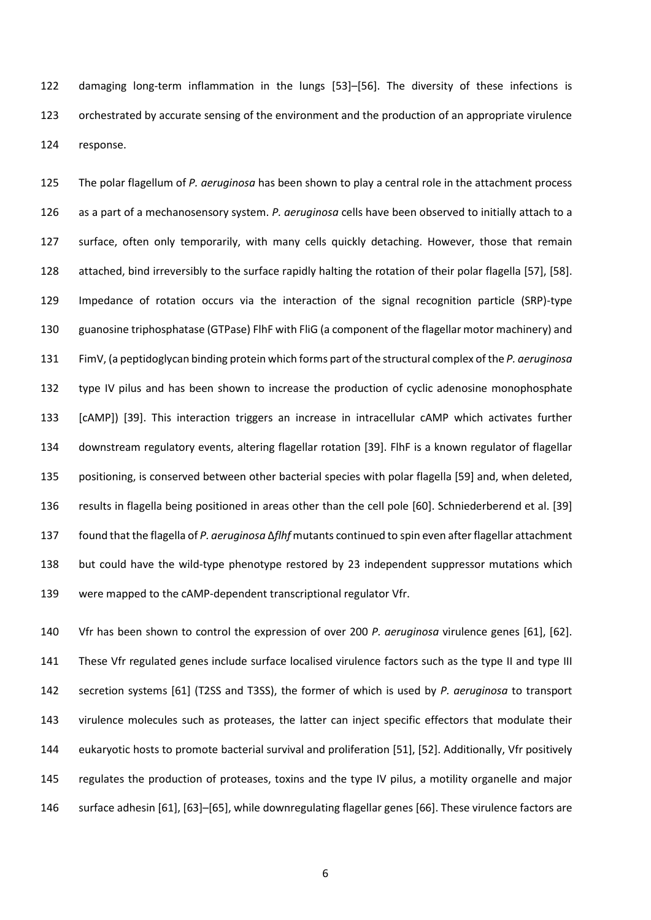damaging long-term inflammation in the lungs [53]–[56]. The diversity of these infections is orchestrated by accurate sensing of the environment and the production of an appropriate virulence response.

The polar flagellum of *P. aeruginosa* has been shown to play a central role in the attachment process as a part of a mechanosensory system. *P. aeruginosa* cells have been observed to initially attach to a surface, often only temporarily, with many cells quickly detaching. However, those that remain attached, bind irreversibly to the surface rapidly halting the rotation of their polar flagella [57], [58]. Impedance of rotation occurs via the interaction of the signal recognition particle (SRP)-type guanosine triphosphatase (GTPase) FlhF with FliG (a component of the flagellar motor machinery) and FimV, (a peptidoglycan binding protein which forms part of the structural complex of the *P. aeruginosa* type IV pilus and has been shown to increase the production of cyclic adenosine monophosphate [cAMP]) [39]. This interaction triggers an increase in intracellular cAMP which activates further downstream regulatory events, altering flagellar rotation [39]. FlhF is a known regulator of flagellar positioning, is conserved between other bacterial species with polar flagella [59] and, when deleted, results in flagella being positioned in areas other than the cell pole [60]. Schniederberend et al. [39] found that the flagella of *P. aeruginosa* Δ*flhf* mutants continued to spin even after flagellar attachment but could have the wild-type phenotype restored by 23 independent suppressor mutations which were mapped to the cAMP-dependent transcriptional regulator Vfr.

Vfr has been shown to control the expression of over 200 *P. aeruginosa* virulence genes [61], [62]. These Vfr regulated genes include surface localised virulence factors such as the type II and type III secretion systems [61] (T2SS and T3SS), the former of which is used by *P. aeruginosa* to transport virulence molecules such as proteases, the latter can inject specific effectors that modulate their eukaryotic hosts to promote bacterial survival and proliferation [51], [52]. Additionally, Vfr positively regulates the production of proteases, toxins and the type IV pilus, a motility organelle and major surface adhesin [61], [63]–[65], while downregulating flagellar genes [66]. These virulence factors are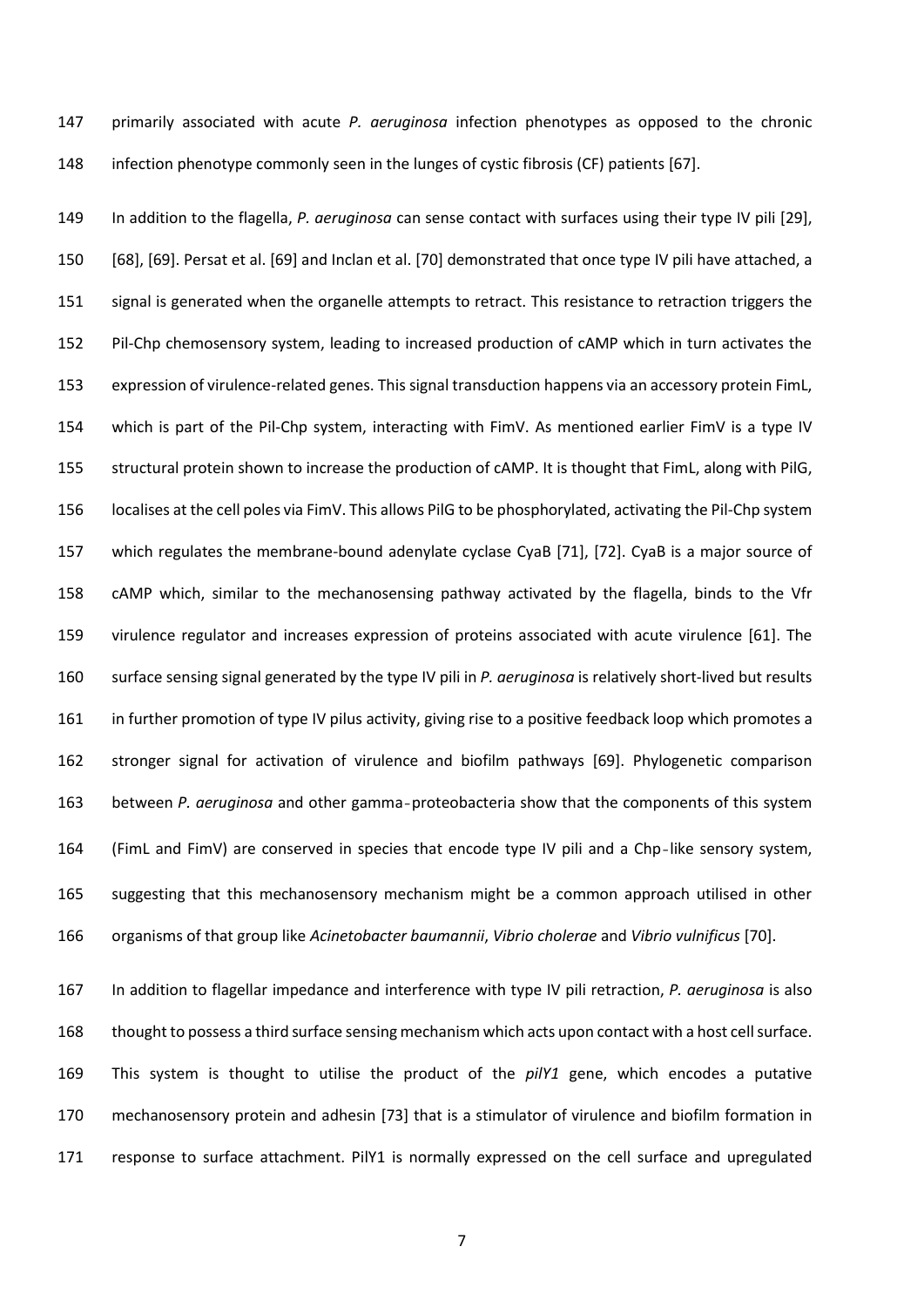primarily associated with acute *P. aeruginosa* infection phenotypes as opposed to the chronic infection phenotype commonly seen in the lunges of cystic fibrosis (CF) patients [67].

In addition to the flagella, *P. aeruginosa* can sense contact with surfaces using their type IV pili [29], [68], [69]. Persat et al. [69] and Inclan et al. [70] demonstrated that once type IV pili have attached, a signal is generated when the organelle attempts to retract. This resistance to retraction triggers the Pil-Chp chemosensory system, leading to increased production of cAMP which in turn activates the expression of virulence-related genes. This signal transduction happens via an accessory protein FimL, which is part of the Pil-Chp system, interacting with FimV. As mentioned earlier FimV is a type IV structural protein shown to increase the production of cAMP. It is thought that FimL, along with PilG, localises at the cell poles via FimV. This allows PilG to be phosphorylated, activating the Pil-Chp system which regulates the membrane-bound adenylate cyclase CyaB [71], [72]. CyaB is a major source of cAMP which, similar to the mechanosensing pathway activated by the flagella, binds to the Vfr virulence regulator and increases expression of proteins associated with acute virulence [61]. The surface sensing signal generated by the type IV pili in *P. aeruginosa* is relatively short-lived but results in further promotion of type IV pilus activity, giving rise to a positive feedback loop which promotes a stronger signal for activation of virulence and biofilm pathways [69]. Phylogenetic comparison between *P. aeruginosa* and other gamma-proteobacteria show that the components of this system (FimL and FimV) are conserved in species that encode type IV pili and a Chp-like sensory system, suggesting that this mechanosensory mechanism might be a common approach utilised in other organisms of that group like *Acinetobacter baumannii*, *Vibrio cholerae* and *Vibrio vulnificus* [70].

In addition to flagellar impedance and interference with type IV pili retraction, *P. aeruginosa* is also thought to possess a third surface sensing mechanism which acts upon contact with a host cell surface. This system is thought to utilise the product of the *pilY1* gene, which encodes a putative mechanosensory protein and adhesin [73] that is a stimulator of virulence and biofilm formation in response to surface attachment. PilY1 is normally expressed on the cell surface and upregulated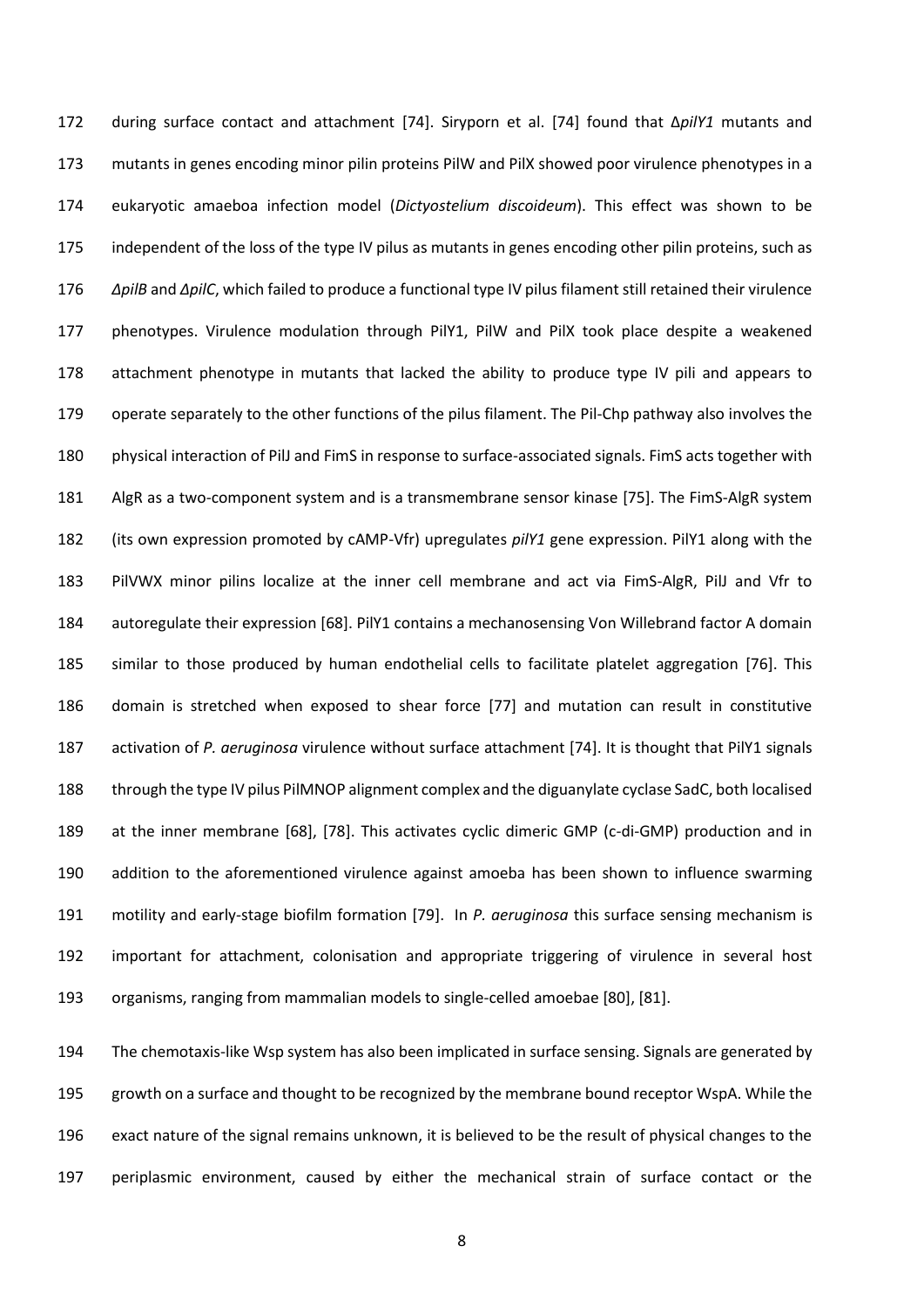during surface contact and attachment [74]. Siryporn et al. [74] found that Δ*pilY1* mutants and mutants in genes encoding minor pilin proteins PilW and PilX showed poor virulence phenotypes in a eukaryotic amaeboa infection model (*Dictyostelium discoideum*). This effect was shown to be independent of the loss of the type IV pilus as mutants in genes encoding other pilin proteins, such as *ΔpilB* and *ΔpilC*, which failed to produce a functional type IV pilus filament still retained their virulence phenotypes. Virulence modulation through PilY1, PilW and PilX took place despite a weakened attachment phenotype in mutants that lacked the ability to produce type IV pili and appears to operate separately to the other functions of the pilus filament. The Pil-Chp pathway also involves the physical interaction of PilJ and FimS in response to surface-associated signals. FimS acts together with AlgR as a two-component system and is a transmembrane sensor kinase [75]. The FimS-AlgR system (its own expression promoted by cAMP-Vfr) upregulates *pilY1* gene expression. PilY1 along with the PilVWX minor pilins localize at the inner cell membrane and act via FimS-AlgR, PilJ and Vfr to autoregulate their expression [68]. PilY1 contains a mechanosensing Von Willebrand factor A domain similar to those produced by human endothelial cells to facilitate platelet aggregation [76]. This domain is stretched when exposed to shear force [77] and mutation can result in constitutive activation of *P. aeruginosa* virulence without surface attachment [74]. It is thought that PilY1 signals through the type IV pilus PilMNOP alignment complex and the diguanylate cyclase SadC, both localised at the inner membrane [68], [78]. This activates cyclic dimeric GMP (c-di-GMP) production and in addition to the aforementioned virulence against amoeba has been shown to influence swarming motility and early-stage biofilm formation [79]. In *P. aeruginosa* this surface sensing mechanism is important for attachment, colonisation and appropriate triggering of virulence in several host organisms, ranging from mammalian models to single-celled amoebae [80], [81].

The chemotaxis-like Wsp system has also been implicated in surface sensing. Signals are generated by growth on a surface and thought to be recognized by the membrane bound receptor WspA. While the exact nature of the signal remains unknown, it is believed to be the result of physical changes to the periplasmic environment, caused by either the mechanical strain of surface contact or the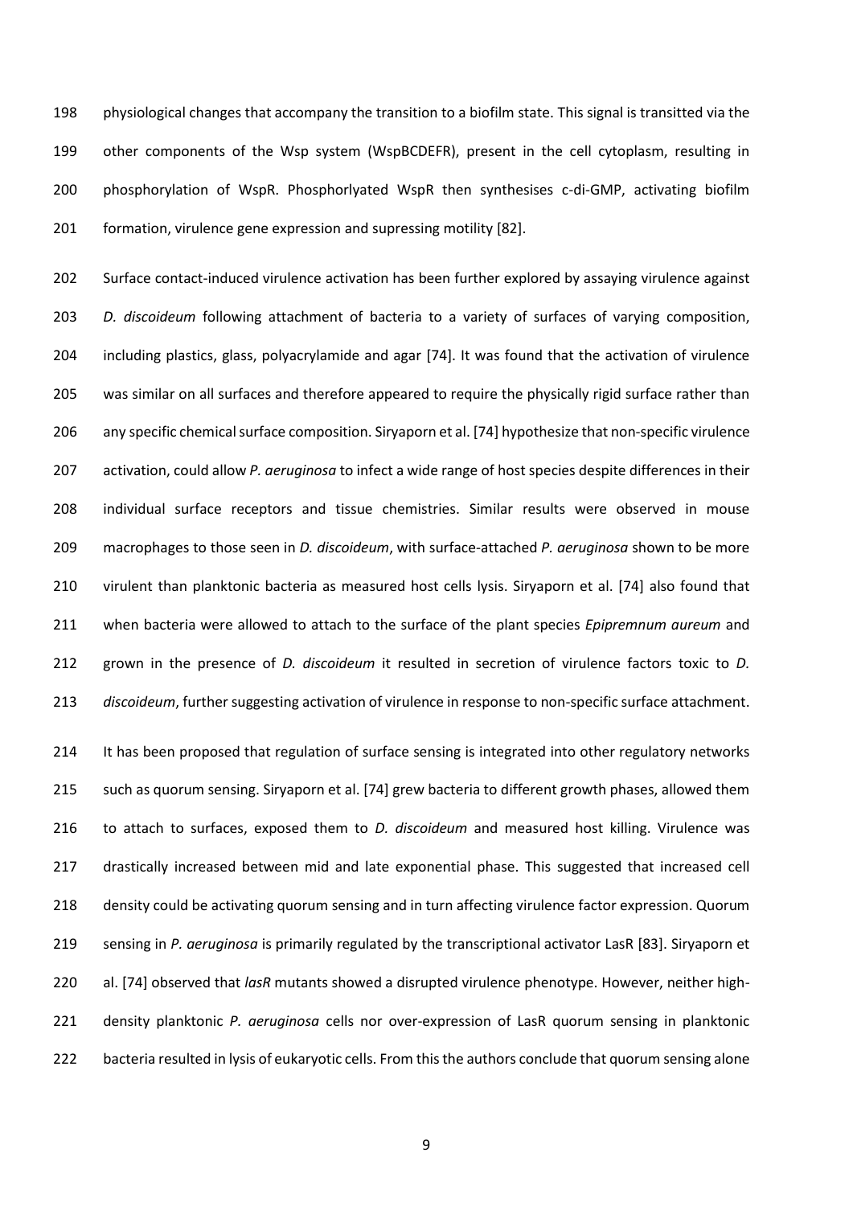physiological changes that accompany the transition to a biofilm state. This signal is transitted via the other components of the Wsp system (WspBCDEFR), present in the cell cytoplasm, resulting in phosphorylation of WspR. Phosphorlyated WspR then synthesises c-di-GMP, activating biofilm formation, virulence gene expression and supressing motility [82].

Surface contact-induced virulence activation has been further explored by assaying virulence against *D. discoideum* following attachment of bacteria to a variety of surfaces of varying composition, including plastics, glass, polyacrylamide and agar [74]. It was found that the activation of virulence was similar on all surfaces and therefore appeared to require the physically rigid surface rather than any specific chemical surface composition. Siryaporn et al. [74] hypothesize that non-specific virulence activation, could allow *P. aeruginosa* to infect a wide range of host species despite differences in their individual surface receptors and tissue chemistries. Similar results were observed in mouse macrophages to those seen in *D. discoideum*, with surface-attached *P. aeruginosa* shown to be more virulent than planktonic bacteria as measured host cells lysis. Siryaporn et al. [74] also found that when bacteria were allowed to attach to the surface of the plant species *Epipremnum aureum* and grown in the presence of *D. discoideum* it resulted in secretion of virulence factors toxic to *D. discoideum*, further suggesting activation of virulence in response to non-specific surface attachment.

It has been proposed that regulation of surface sensing is integrated into other regulatory networks such as quorum sensing. Siryaporn et al. [74] grew bacteria to different growth phases, allowed them to attach to surfaces, exposed them to *D. discoideum* and measured host killing. Virulence was drastically increased between mid and late exponential phase. This suggested that increased cell density could be activating quorum sensing and in turn affecting virulence factor expression. Quorum sensing in *P. aeruginosa* is primarily regulated by the transcriptional activator LasR [83]. Siryaporn et al. [74] observed that *lasR* mutants showed a disrupted virulence phenotype. However, neither high-density planktonic *P. aeruginosa* cells nor over-expression of LasR quorum sensing in planktonic bacteria resulted in lysis of eukaryotic cells. From this the authors conclude that quorum sensing alone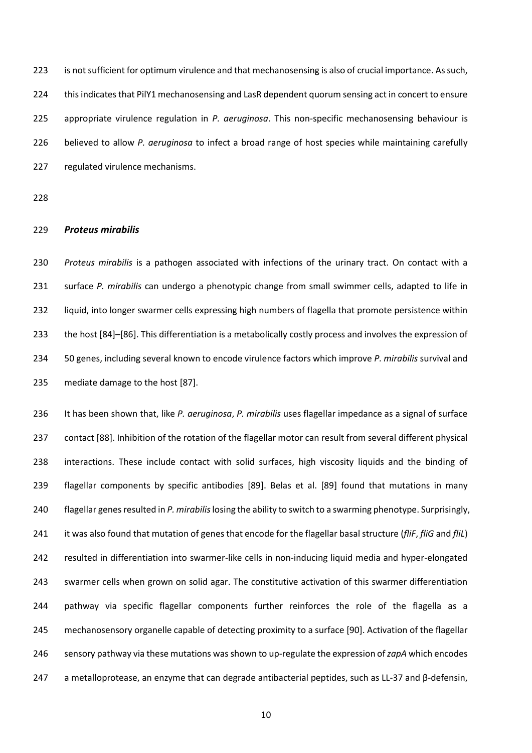is not sufficient for optimum virulence and that mechanosensing is also of crucial importance. As such, this indicates that PilY1 mechanosensing and LasR dependent quorum sensing act in concert to ensure appropriate virulence regulation in *P. aeruginosa*. This non-specific mechanosensing behaviour is believed to allow *P. aeruginosa* to infect a broad range of host species while maintaining carefully regulated virulence mechanisms.

### ***Proteus mirabilis***

*Proteus mirabilis* is a pathogen associated with infections of the urinary tract. On contact with a surface *P. mirabilis* can undergo a phenotypic change from small swimmer cells, adapted to life in liquid, into longer swarmer cells expressing high numbers of flagella that promote persistence within the host [84]–[86]. This differentiation is a metabolically costly process and involves the expression of 50 genes, including several known to encode virulence factors which improve *P. mirabilis* survival and mediate damage to the host [87].

It has been shown that, like *P. aeruginosa*, *P. mirabilis* uses flagellar impedance as a signal of surface contact [88]. Inhibition of the rotation of the flagellar motor can result from several different physical interactions. These include contact with solid surfaces, high viscosity liquids and the binding of flagellar components by specific antibodies [89]. Belas et al. [89] found that mutations in many flagellar genes resulted in *P. mirabilis* losing the ability to switch to a swarming phenotype. Surprisingly, it was also found that mutation of genes that encode for the flagellar basal structure (***fliF***, ***fliG*** and ***fliL***) resulted in differentiation into swarmer-like cells in non-inducing liquid media and hyper-elongated swarmer cells when grown on solid agar. The constitutive activation of this swarmer differentiation pathway via specific flagellar components further reinforces the role of the flagella as a mechanosensory organelle capable of detecting proximity to a surface [90]. Activation of the flagellar sensory pathway via these mutations was shown to up-regulate the expression of ***zapA*** which encodes a metalloprotease, an enzyme that can degrade antibacterial peptides, such as LL-37 and β-defensin,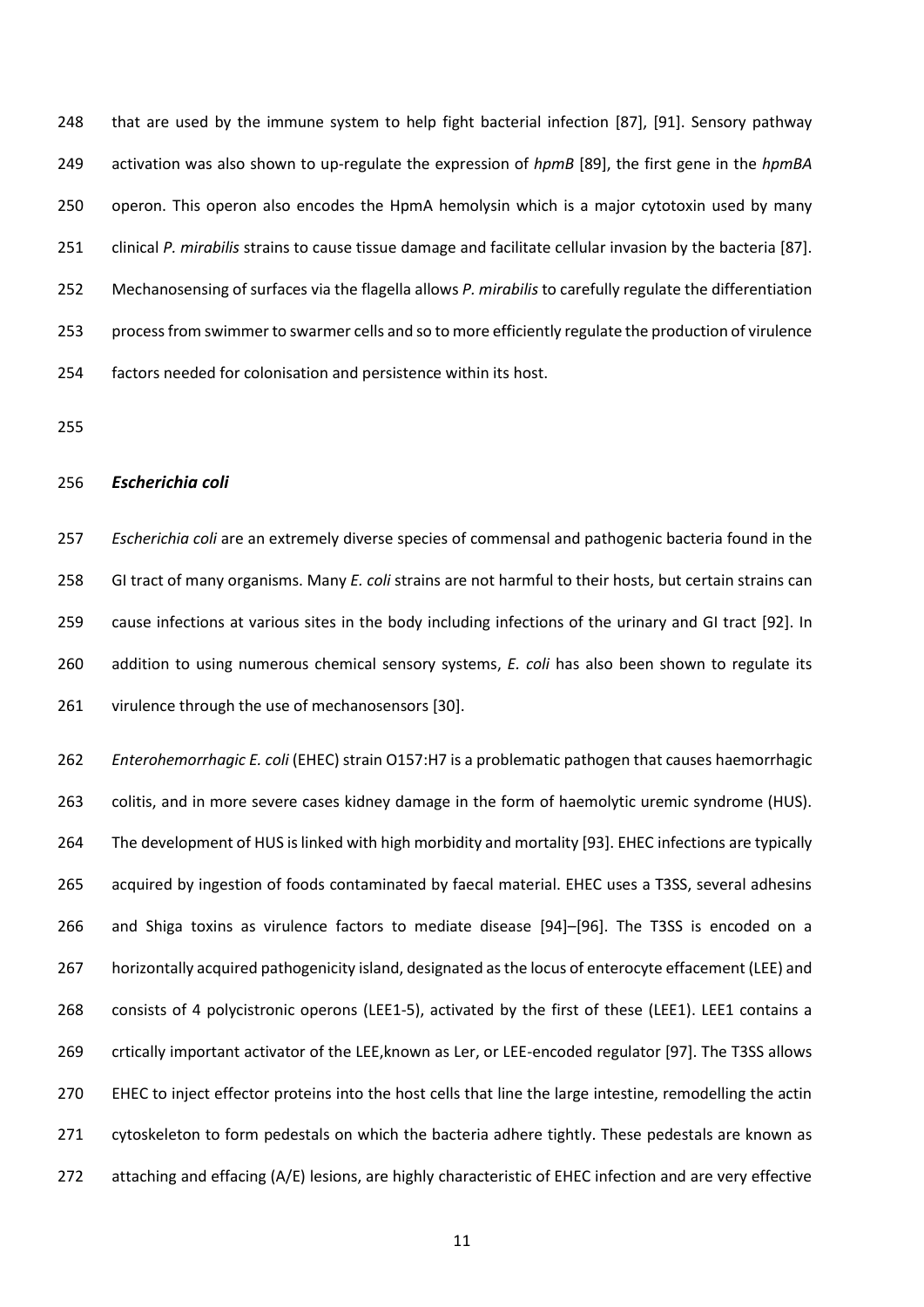that are used by the immune system to help fight bacterial infection [87], [91]. Sensory pathway activation was also shown to up-regulate the expression of *hpmB* [89], the first gene in the *hpmBA* operon. This operon also encodes the HpmA hemolysin which is a major cytotoxin used by many clinical *P. mirabilis* strains to cause tissue damage and facilitate cellular invasion by the bacteria [87]. Mechanosensing of surfaces via the flagella allows *P. mirabilis* to carefully regulate the differentiation process from swimmer to swarmer cells and so to more efficiently regulate the production of virulence factors needed for colonisation and persistence within its host.

### *Escherichia coli*

*Escherichia coli* are an extremely diverse species of commensal and pathogenic bacteria found in the GI tract of many organisms. Many *E. coli* strains are not harmful to their hosts, but certain strains can cause infections at various sites in the body including infections of the urinary and GI tract [92]. In addition to using numerous chemical sensory systems, *E. coli* has also been shown to regulate its virulence through the use of mechanosensors [30].

*Enterohemorrhagic E. coli* (EHEC) strain O157:H7 is a problematic pathogen that causes haemorrhagic colitis, and in more severe cases kidney damage in the form of haemolytic uremic syndrome (HUS). The development of HUS is linked with high morbidity and mortality [93]. EHEC infections are typically acquired by ingestion of foods contaminated by faecal material. EHEC uses a T3SS, several adhesins and Shiga toxins as virulence factors to mediate disease [94]–[96]. The T3SS is encoded on a horizontally acquired pathogenicity island, designated as the locus of enterocyte effacement (LEE) and consists of 4 polycistronic operons (LEE1-5), activated by the first of these (LEE1). LEE1 contains a crtically important activator of the LEE,known as Ler, or LEE-encoded regulator [97]. The T3SS allows EHEC to inject effector proteins into the host cells that line the large intestine, remodelling the actin cytoskeleton to form pedestals on which the bacteria adhere tightly. These pedestals are known as attaching and effacing (A/E) lesions, are highly characteristic of EHEC infection and are very effective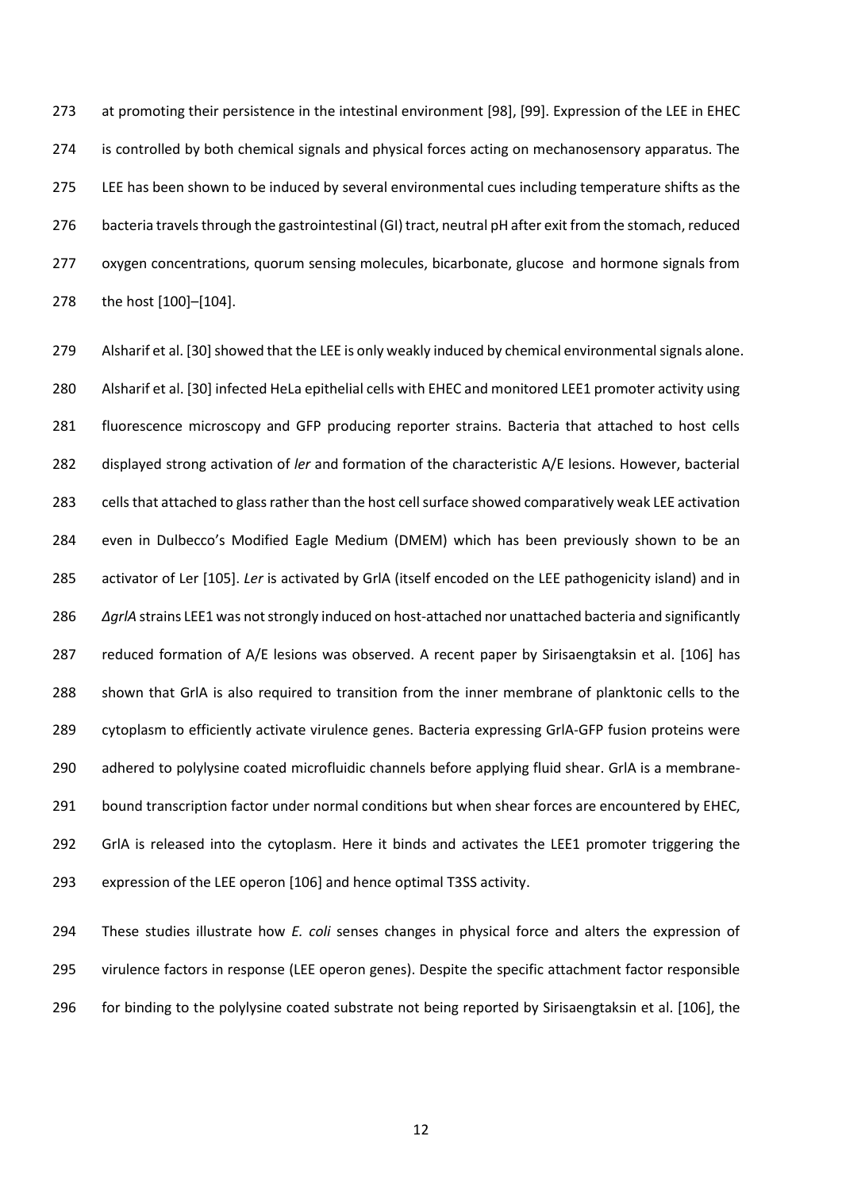at promoting their persistence in the intestinal environment [98], [99]. Expression of the LEE in EHEC is controlled by both chemical signals and physical forces acting on mechanosensory apparatus. The LEE has been shown to be induced by several environmental cues including temperature shifts as the bacteria travels through the gastrointestinal (GI) tract, neutral pH after exit from the stomach, reduced oxygen concentrations, quorum sensing molecules, bicarbonate, glucose and hormone signals from the host [100]–[104].

Alsharif et al. [30] showed that the LEE is only weakly induced by chemical environmental signals alone. Alsharif et al. [30] infected HeLa epithelial cells with EHEC and monitored LEE1 promoter activity using fluorescence microscopy and GFP producing reporter strains. Bacteria that attached to host cells displayed strong activation of *ler* and formation of the characteristic A/E lesions. However, bacterial cells that attached to glass rather than the host cell surface showed comparatively weak LEE activation even in Dulbecco's Modified Eagle Medium (DMEM) which has been previously shown to be an activator of Ler [105]. *Ler* is activated by GrlA (itself encoded on the LEE pathogenicity island) and in *ΔgrlA* strains LEE1 was not strongly induced on host-attached nor unattached bacteria and significantly reduced formation of A/E lesions was observed. A recent paper by Sirisaengtaksin et al. [106] has shown that GrlA is also required to transition from the inner membrane of planktonic cells to the cytoplasm to efficiently activate virulence genes. Bacteria expressing GrlA-GFP fusion proteins were adhered to polylysine coated microfluidic channels before applying fluid shear. GrlA is a membrane-bound transcription factor under normal conditions but when shear forces are encountered by EHEC, GrlA is released into the cytoplasm. Here it binds and activates the LEE1 promoter triggering the expression of the LEE operon [106] and hence optimal T3SS activity.

These studies illustrate how *E. coli* senses changes in physical force and alters the expression of virulence factors in response (LEE operon genes). Despite the specific attachment factor responsible for binding to the polylysine coated substrate not being reported by Sirisaengtaksin et al. [106], the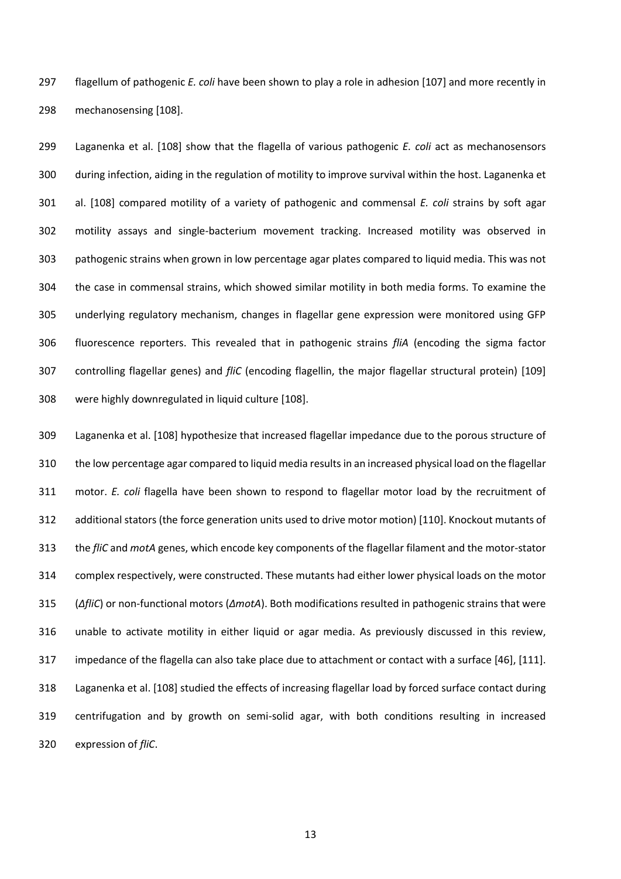flagellum of pathogenic *E. coli* have been shown to play a role in adhesion [107] and more recently in mechanosensing [108].

Laganenka et al. [108] show that the flagella of various pathogenic *E. coli* act as mechanosensors during infection, aiding in the regulation of motility to improve survival within the host. Laganenka et al. [108] compared motility of a variety of pathogenic and commensal *E. coli* strains by soft agar motility assays and single-bacterium movement tracking. Increased motility was observed in pathogenic strains when grown in low percentage agar plates compared to liquid media. This was not the case in commensal strains, which showed similar motility in both media forms. To examine the underlying regulatory mechanism, changes in flagellar gene expression were monitored using GFP fluorescence reporters. This revealed that in pathogenic strains *fliA* (encoding the sigma factor controlling flagellar genes) and *fliC* (encoding flagellin, the major flagellar structural protein) [109] were highly downregulated in liquid culture [108].

Laganenka et al. [108] hypothesize that increased flagellar impedance due to the porous structure of the low percentage agar compared to liquid media results in an increased physical load on the flagellar motor. *E. coli* flagella have been shown to respond to flagellar motor load by the recruitment of additional stators (the force generation units used to drive motor motion) [110]. Knockout mutants of the *fliC* and *motA* genes, which encode key components of the flagellar filament and the motor-stator complex respectively, were constructed. These mutants had either lower physical loads on the motor (*ΔfliC*) or non-functional motors (*ΔmotA*). Both modifications resulted in pathogenic strains that were unable to activate motility in either liquid or agar media. As previously discussed in this review, impedance of the flagella can also take place due to attachment or contact with a surface [46], [111]. Laganenka et al. [108] studied the effects of increasing flagellar load by forced surface contact during centrifugation and by growth on semi-solid agar, with both conditions resulting in increased expression of *fliC*.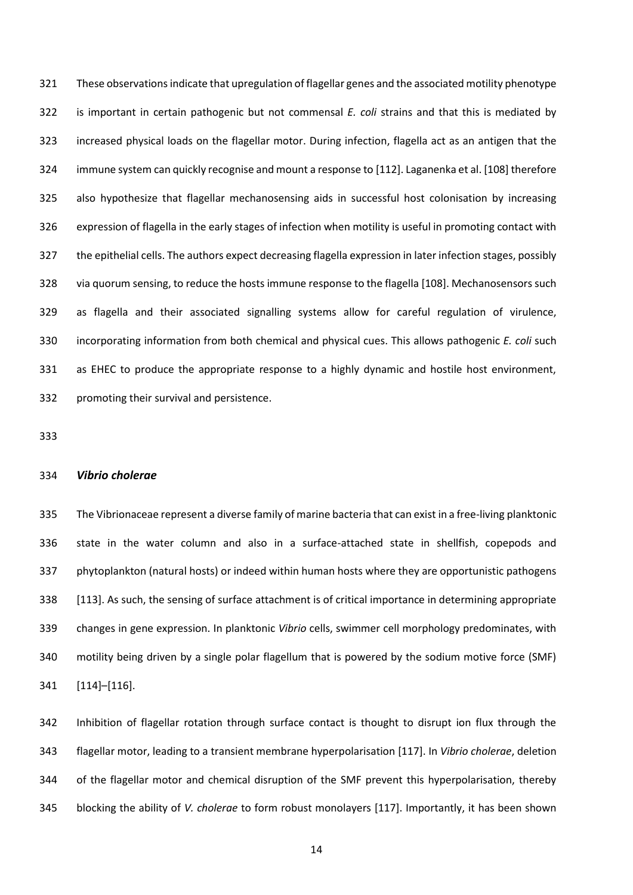These observations indicate that upregulation of flagellar genes and the associated motility phenotype is important in certain pathogenic but not commensal *E. coli* strains and that this is mediated by increased physical loads on the flagellar motor. During infection, flagella act as an antigen that the immune system can quickly recognise and mount a response to [112]. Laganenka et al. [108] therefore also hypothesize that flagellar mechanosensing aids in successful host colonisation by increasing expression of flagella in the early stages of infection when motility is useful in promoting contact with the epithelial cells. The authors expect decreasing flagella expression in later infection stages, possibly via quorum sensing, to reduce the hosts immune response to the flagella [108]. Mechanosensors such as flagella and their associated signalling systems allow for careful regulation of virulence, incorporating information from both chemical and physical cues. This allows pathogenic *E. coli* such as EHEC to produce the appropriate response to a highly dynamic and hostile host environment, promoting their survival and persistence.

### *Vibrio cholerae*

The Vibrionaceae represent a diverse family of marine bacteria that can exist in a free-living planktonic state in the water column and also in a surface-attached state in shellfish, copepods and phytoplankton (natural hosts) or indeed within human hosts where they are opportunistic pathogens [113]. As such, the sensing of surface attachment is of critical importance in determining appropriate changes in gene expression. In planktonic *Vibrio* cells, swimmer cell morphology predominates, with motility being driven by a single polar flagellum that is powered by the sodium motive force (SMF) [114]–[116].

Inhibition of flagellar rotation through surface contact is thought to disrupt ion flux through the flagellar motor, leading to a transient membrane hyperpolarisation [117]. In *Vibrio cholerae*, deletion of the flagellar motor and chemical disruption of the SMF prevent this hyperpolarisation, thereby blocking the ability of *V. cholerae* to form robust monolayers [117]. Importantly, it has been shown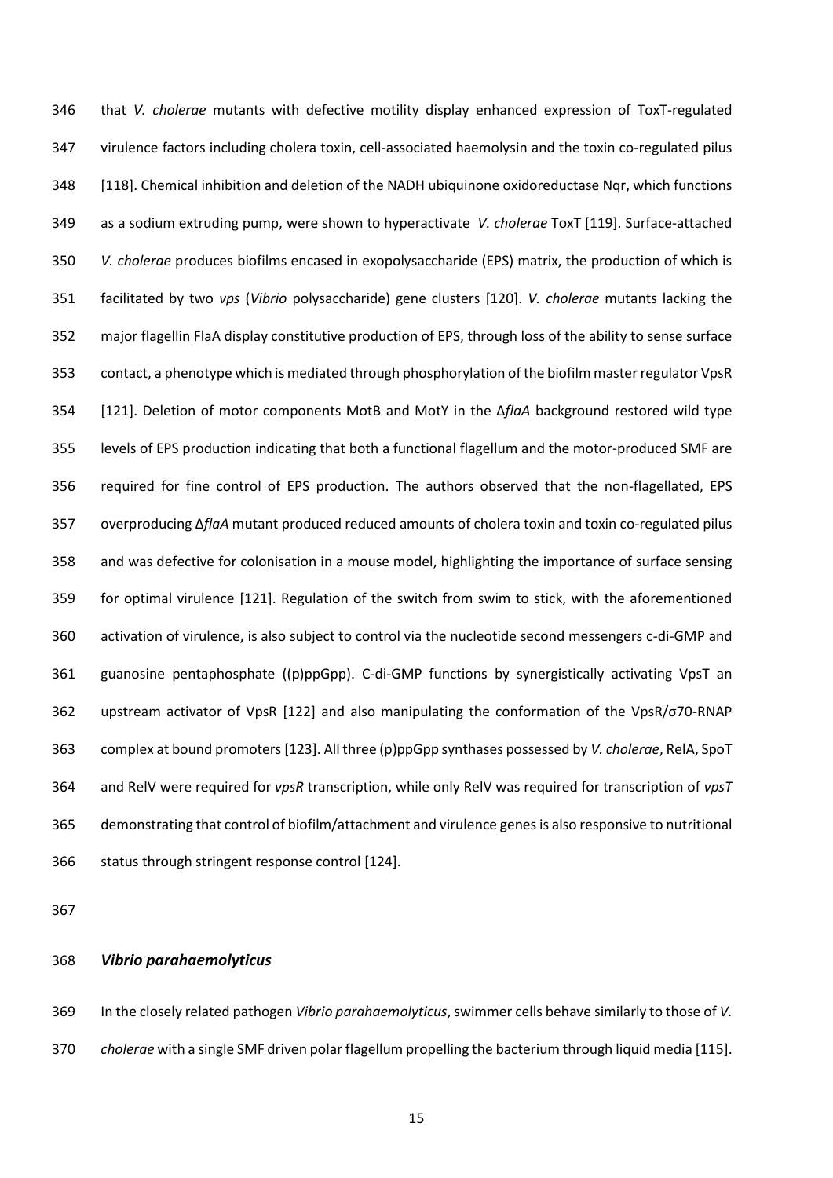that *V. cholerae* mutants with defective motility display enhanced expression of ToxT-regulated virulence factors including cholera toxin, cell-associated haemolysin and the toxin co-regulated pilus [118]. Chemical inhibition and deletion of the NADH ubiquinone oxidoreductase Nqr, which functions as a sodium extruding pump, were shown to hyperactivate *V. cholerae* ToxT [119]. Surface-attached *V. cholerae* produces biofilms encased in exopolysaccharide (EPS) matrix, the production of which is facilitated by two *vps* (*Vibrio* polysaccharide) gene clusters [120]. *V. cholerae* mutants lacking the major flagellin FlaA display constitutive production of EPS, through loss of the ability to sense surface contact, a phenotype which is mediated through phosphorylation of the biofilm master regulator VpsR [121]. Deletion of motor components MotB and MotY in the Δ*flaA* background restored wild type levels of EPS production indicating that both a functional flagellum and the motor-produced SMF are required for fine control of EPS production. The authors observed that the non-flagellated, EPS overproducing Δ*flaA* mutant produced reduced amounts of cholera toxin and toxin co-regulated pilus and was defective for colonisation in a mouse model, highlighting the importance of surface sensing for optimal virulence [121]. Regulation of the switch from swim to stick, with the aforementioned activation of virulence, is also subject to control via the nucleotide second messengers c-di-GMP and guanosine pentaphosphate ((p)ppGpp). C-di-GMP functions by synergistically activating VpsT an upstream activator of VpsR [122] and also manipulating the conformation of the VpsR/σ70-RNAP complex at bound promoters [123]. All three (p)ppGpp synthases possessed by *V. cholerae*, RelA, SpoT and RelV were required for *vpsR* transcription, while only RelV was required for transcription of *vpsT* demonstrating that control of biofilm/attachment and virulence genes is also responsive to nutritional status through stringent response control [124].

### *Vibrio parahaemolyticus*

In the closely related pathogen *Vibrio parahaemolyticus*, swimmer cells behave similarly to those of *V. cholerae* with a single SMF driven polar flagellum propelling the bacterium through liquid media [115].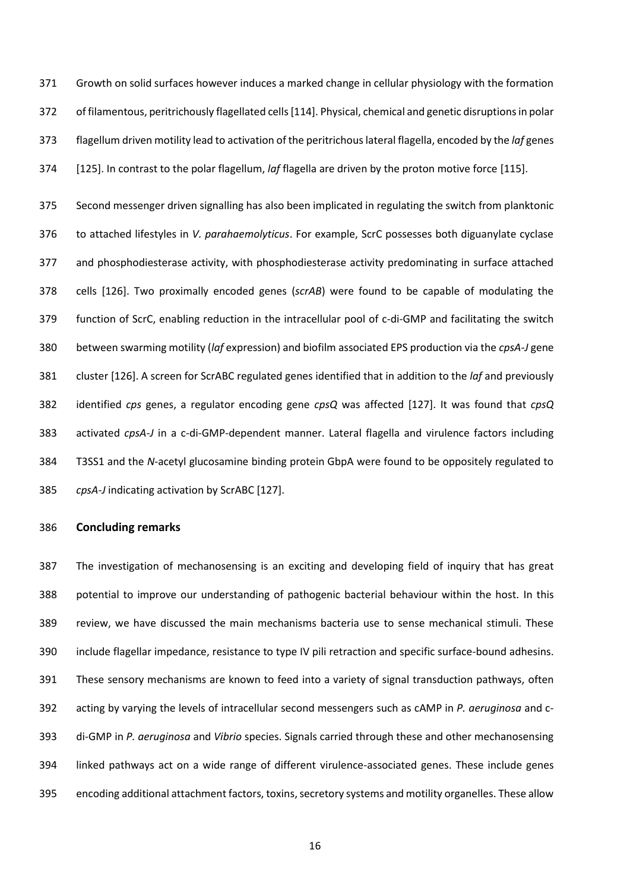Growth on solid surfaces however induces a marked change in cellular physiology with the formation of filamentous, peritrichously flagellated cells [114]. Physical, chemical and genetic disruptions in polar flagellum driven motility lead to activation of the peritrichous lateral flagella, encoded by the *laf* genes [125]. In contrast to the polar flagellum, *laf* flagella are driven by the proton motive force [115].

Second messenger driven signalling has also been implicated in regulating the switch from planktonic to attached lifestyles in *V. parahaemolyticus*. For example, ScrC possesses both diguanylate cyclase and phosphodiesterase activity, with phosphodiesterase activity predominating in surface attached cells [126]. Two proximally encoded genes (*scrAB*) were found to be capable of modulating the function of ScrC, enabling reduction in the intracellular pool of c-di-GMP and facilitating the switch between swarming motility (*laf* expression) and biofilm associated EPS production via the *cpsA-J* gene cluster [126]. A screen for ScrABC regulated genes identified that in addition to the *laf* and previously identified *cps* genes, a regulator encoding gene *cpsQ* was affected [127]. It was found that *cpsQ* activated *cpsA-J* in a c-di-GMP-dependent manner. Lateral flagella and virulence factors including T3SS1 and the *N*-acetyl glucosamine binding protein GbpA were found to be oppositely regulated to *cpsA-J* indicating activation by ScrABC [127].

## Concluding remarks

The investigation of mechanosensing is an exciting and developing field of inquiry that has great potential to improve our understanding of pathogenic bacterial behaviour within the host. In this review, we have discussed the main mechanisms bacteria use to sense mechanical stimuli. These include flagellar impedance, resistance to type IV pili retraction and specific surface-bound adhesins. These sensory mechanisms are known to feed into a variety of signal transduction pathways, often acting by varying the levels of intracellular second messengers such as cAMP in *P. aeruginosa* and c-di-GMP in *P. aeruginosa* and *Vibrio* species. Signals carried through these and other mechanosensing linked pathways act on a wide range of different virulence-associated genes. These include genes encoding additional attachment factors, toxins, secretory systems and motility organelles. These allow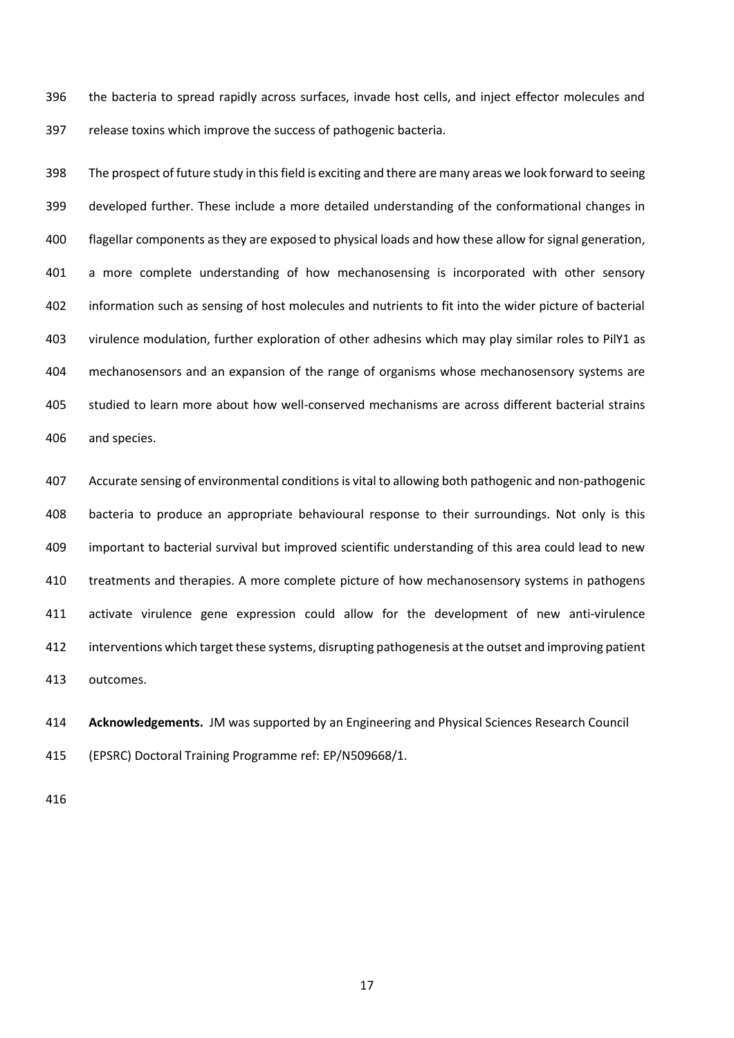the bacteria to spread rapidly across surfaces, invade host cells, and inject effector molecules and release toxins which improve the success of pathogenic bacteria.

The prospect of future study in this field is exciting and there are many areas we look forward to seeing developed further. These include a more detailed understanding of the conformational changes in flagellar components as they are exposed to physical loads and how these allow for signal generation, a more complete understanding of how mechanosensing is incorporated with other sensory information such as sensing of host molecules and nutrients to fit into the wider picture of bacterial virulence modulation, further exploration of other adhesins which may play similar roles to PilY1 as mechanosensors and an expansion of the range of organisms whose mechanosensory systems are studied to learn more about how well-conserved mechanisms are across different bacterial strains and species.

Accurate sensing of environmental conditions is vital to allowing both pathogenic and non-pathogenic bacteria to produce an appropriate behavioural response to their surroundings. Not only is this important to bacterial survival but improved scientific understanding of this area could lead to new treatments and therapies. A more complete picture of how mechanosensory systems in pathogens activate virulence gene expression could allow for the development of new anti-virulence interventions which target these systems, disrupting pathogenesis at the outset and improving patient outcomes.

**Acknowledgements.** JM was supported by an Engineering and Physical Sciences Research Council (EPSRC) Doctoral Training Programme ref: EP/N509668/1.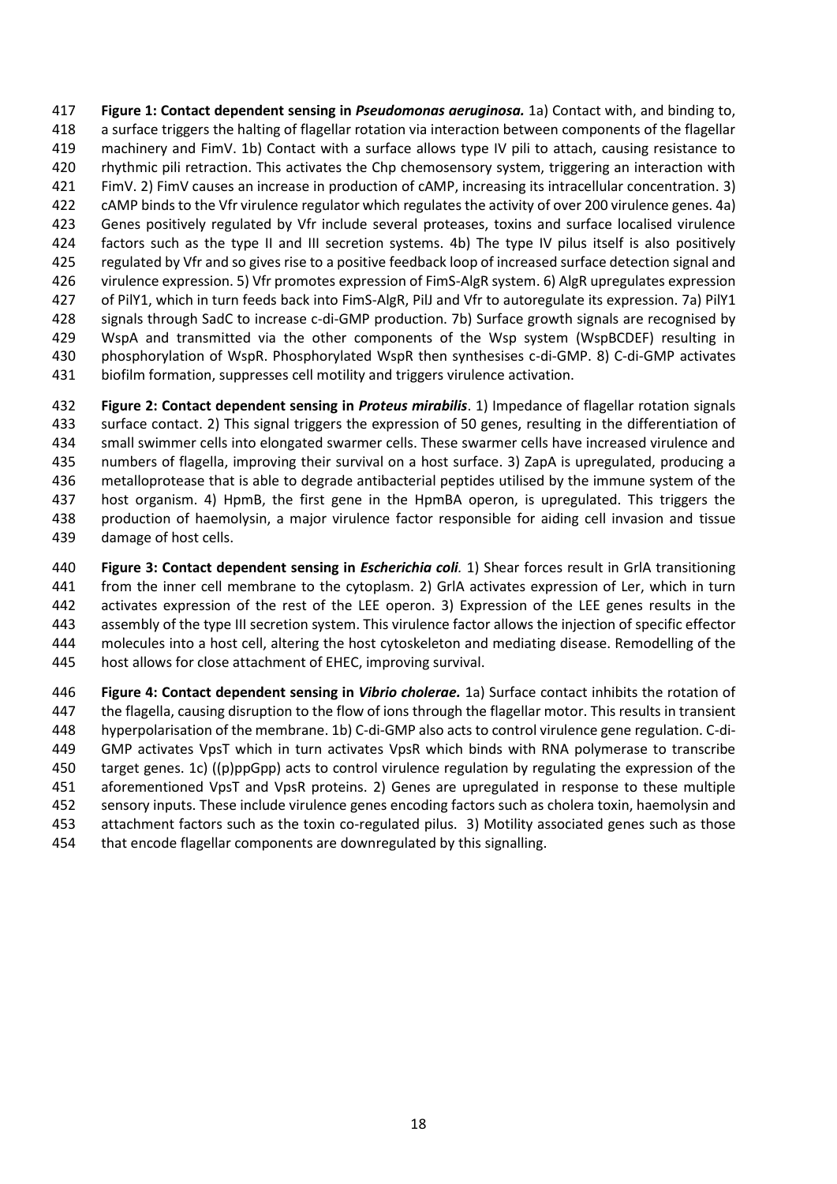**Figure 1: Contact dependent sensing in *Pseudomonas aeruginosa.*** 1a) Contact with, and binding to, a surface triggers the halting of flagellar rotation via interaction between components of the flagellar machinery and FimV. 1b) Contact with a surface allows type IV pili to attach, causing resistance to rhythmic pili retraction. This activates the Chp chemosensory system, triggering an interaction with FimV. 2) FimV causes an increase in production of cAMP, increasing its intracellular concentration. 3) cAMP binds to the Vfr virulence regulator which regulates the activity of over 200 virulence genes. 4a) Genes positively regulated by Vfr include several proteases, toxins and surface localised virulence factors such as the type II and III secretion systems. 4b) The type IV pilus itself is also positively regulated by Vfr and so gives rise to a positive feedback loop of increased surface detection signal and virulence expression. 5) Vfr promotes expression of FimS-AlgR system. 6) AlgR upregulates expression of PilY1, which in turn feeds back into FimS-AlgR, PilJ and Vfr to autoregulate its expression. 7a) PilY1 signals through SadC to increase c-di-GMP production. 7b) Surface growth signals are recognised by WspA and transmitted via the other components of the Wsp system (WspBCDEF) resulting in phosphorylation of WspR. Phosphorylated WspR then synthesises c-di-GMP. 8) C-di-GMP activates biofilm formation, suppresses cell motility and triggers virulence activation.

**Figure 2: Contact dependent sensing in *Proteus mirabilis*.** 1) Impedance of flagellar rotation signals surface contact. 2) This signal triggers the expression of 50 genes, resulting in the differentiation of small swimmer cells into elongated swarmer cells. These swarmer cells have increased virulence and numbers of flagella, improving their survival on a host surface. 3) ZapA is upregulated, producing a metalloprotease that is able to degrade antibacterial peptides utilised by the immune system of the host organism. 4) HpmB, the first gene in the HpmBA operon, is upregulated. This triggers the production of haemolysin, a major virulence factor responsible for aiding cell invasion and tissue damage of host cells.

**Figure 3: Contact dependent sensing in *Escherichia coli*.** 1) Shear forces result in GrlA transitioning from the inner cell membrane to the cytoplasm. 2) GrlA activates expression of Ler, which in turn activates expression of the rest of the LEE operon. 3) Expression of the LEE genes results in the assembly of the type III secretion system. This virulence factor allows the injection of specific effector molecules into a host cell, altering the host cytoskeleton and mediating disease. Remodelling of the host allows for close attachment of EHEC, improving survival.

**Figure 4: Contact dependent sensing in *Vibrio cholerae.*** 1a) Surface contact inhibits the rotation of the flagella, causing disruption to the flow of ions through the flagellar motor. This results in transient hyperpolarisation of the membrane. 1b) C-di-GMP also acts to control virulence gene regulation. C-di-GMP activates VpsT which in turn activates VpsR which binds with RNA polymerase to transcribe target genes. 1c) ((p)ppGpp) acts to control virulence regulation by regulating the expression of the aforementioned VpsT and VpsR proteins. 2) Genes are upregulated in response to these multiple sensory inputs. These include virulence genes encoding factors such as cholera toxin, haemolysin and attachment factors such as the toxin co-regulated pilus. 3) Motility associated genes such as those that encode flagellar components are downregulated by this signalling.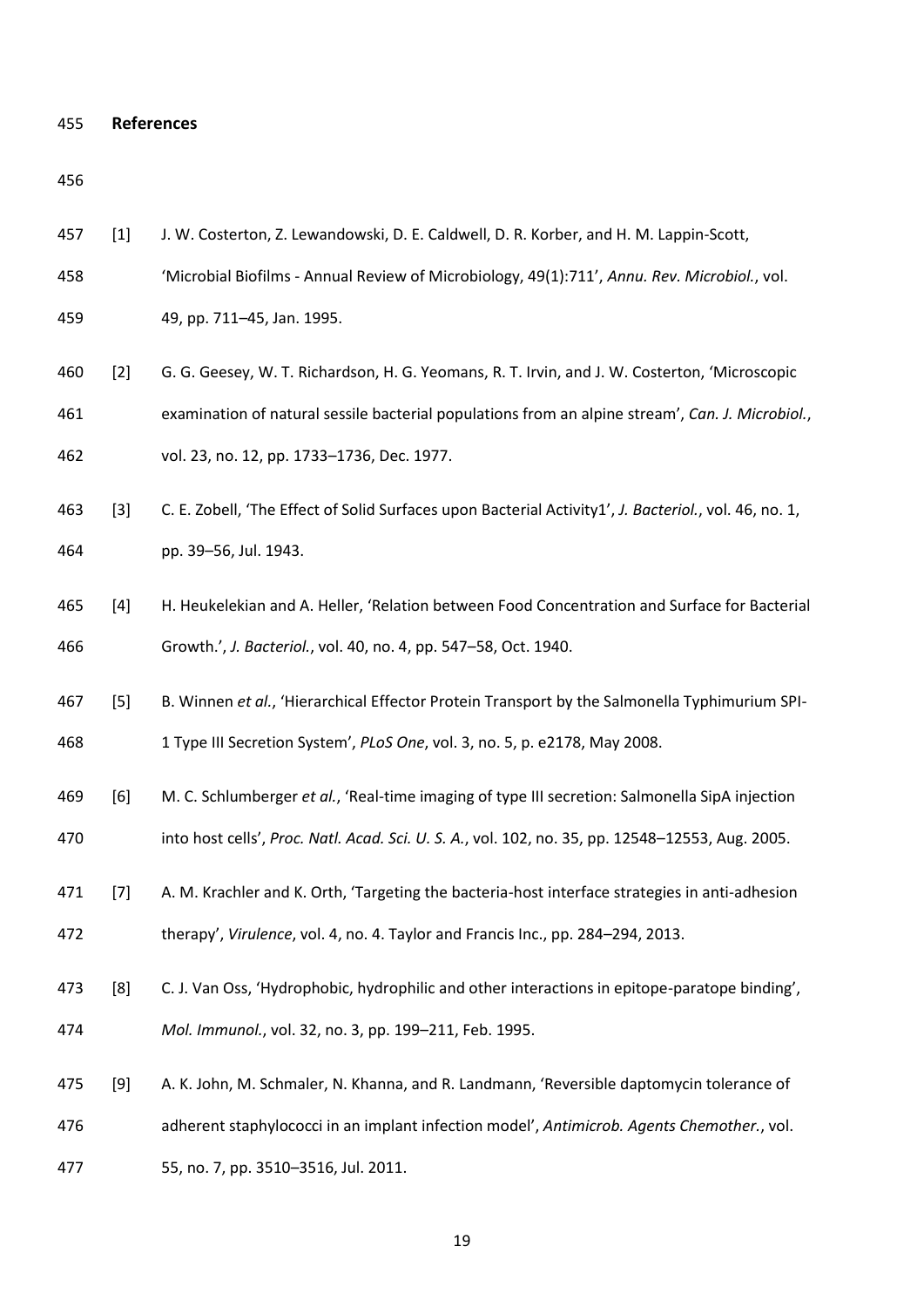## References

[1] J. W. Costerton, Z. Lewandowski, D. E. Caldwell, D. R. Korber, and H. M. Lappin-Scott, 'Microbial Biofilms - Annual Review of Microbiology, 49(1):711', *Annu. Rev. Microbiol.*, vol. 49, pp. 711–45, Jan. 1995.

[2] G. G. Geesey, W. T. Richardson, H. G. Yeomans, R. T. Irvin, and J. W. Costerton, 'Microscopic examination of natural sessile bacterial populations from an alpine stream', *Can. J. Microbiol.*, vol. 23, no. 12, pp. 1733–1736, Dec. 1977.

[3] C. E. Zobell, 'The Effect of Solid Surfaces upon Bacterial Activity1', *J. Bacteriol.*, vol. 46, no. 1, pp. 39–56, Jul. 1943.

[4] H. Heukelekian and A. Heller, 'Relation between Food Concentration and Surface for Bacterial Growth.', *J. Bacteriol.*, vol. 40, no. 4, pp. 547–58, Oct. 1940.

[5] B. Winnen *et al.*, 'Hierarchical Effector Protein Transport by the Salmonella Typhimurium SPI-1 Type III Secretion System', *PLoS One*, vol. 3, no. 5, p. e2178, May 2008.

[6] M. C. Schlumberger *et al.*, 'Real-time imaging of type III secretion: Salmonella SipA injection into host cells', *Proc. Natl. Acad. Sci. U. S. A.*, vol. 102, no. 35, pp. 12548–12553, Aug. 2005.

[7] A. M. Krachler and K. Orth, 'Targeting the bacteria-host interface strategies in anti-adhesion therapy', *Virulence*, vol. 4, no. 4. Taylor and Francis Inc., pp. 284–294, 2013.

[8] C. J. Van Oss, 'Hydrophobic, hydrophilic and other interactions in epitope-paratope binding', *Mol. Immunol.*, vol. 32, no. 3, pp. 199–211, Feb. 1995.

[9] A. K. John, M. Schmaler, N. Khanna, and R. Landmann, 'Reversible daptomycin tolerance of adherent staphylococci in an implant infection model', *Antimicrob. Agents Chemother.*, vol. 55, no. 7, pp. 3510–3516, Jul. 2011.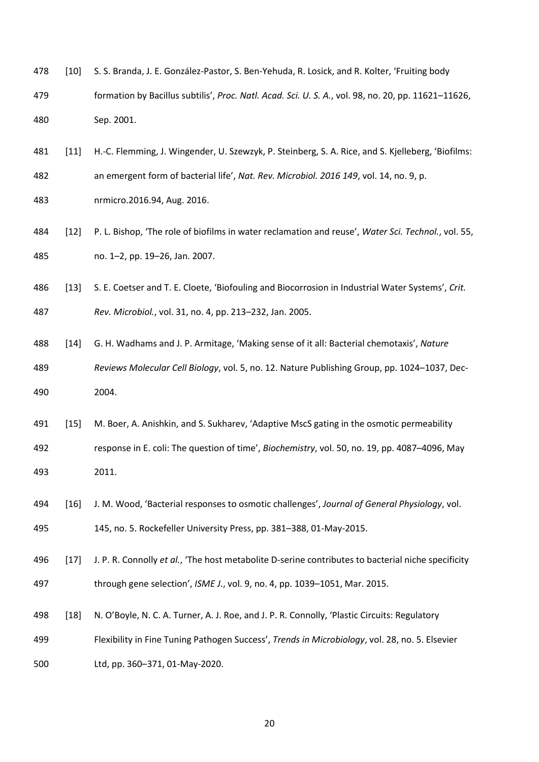[10] S. S. Branda, J. E. González-Pastor, S. Ben-Yehuda, R. Losick, and R. Kolter, 'Fruiting body formation by Bacillus subtilis', *Proc. Natl. Acad. Sci. U. S. A.*, vol. 98, no. 20, pp. 11621–11626, Sep. 2001.

[11] H.-C. Flemming, J. Wingender, U. Szewzyk, P. Steinberg, S. A. Rice, and S. Kjelleberg, 'Biofilms: an emergent form of bacterial life', *Nat. Rev. Microbiol. 2016 149*, vol. 14, no. 9, p. nrmicro.2016.94, Aug. 2016.

[12] P. L. Bishop, 'The role of biofilms in water reclamation and reuse', *Water Sci. Technol.*, vol. 55, no. 1–2, pp. 19–26, Jan. 2007.

[13] S. E. Coetser and T. E. Cloete, 'Biofouling and Biocorrosion in Industrial Water Systems', *Crit. Rev. Microbiol.*, vol. 31, no. 4, pp. 213–232, Jan. 2005.

[14] G. H. Wadhams and J. P. Armitage, 'Making sense of it all: Bacterial chemotaxis', *Nature Reviews Molecular Cell Biology*, vol. 5, no. 12. Nature Publishing Group, pp. 1024–1037, Dec-2004.

[15] M. Boer, A. Anishkin, and S. Sukharev, 'Adaptive MscS gating in the osmotic permeability response in E. coli: The question of time', *Biochemistry*, vol. 50, no. 19, pp. 4087–4096, May 2011.

[16] J. M. Wood, 'Bacterial responses to osmotic challenges', *Journal of General Physiology*, vol. 145, no. 5. Rockefeller University Press, pp. 381–388, 01-May-2015.

[17] J. P. R. Connolly *et al.*, 'The host metabolite D-serine contributes to bacterial niche specificity through gene selection', *ISME J.*, vol. 9, no. 4, pp. 1039–1051, Mar. 2015.

[18] N. O'Boyle, N. C. A. Turner, A. J. Roe, and J. P. R. Connolly, 'Plastic Circuits: Regulatory Flexibility in Fine Tuning Pathogen Success', *Trends in Microbiology*, vol. 28, no. 5. Elsevier Ltd, pp. 360–371, 01-May-2020.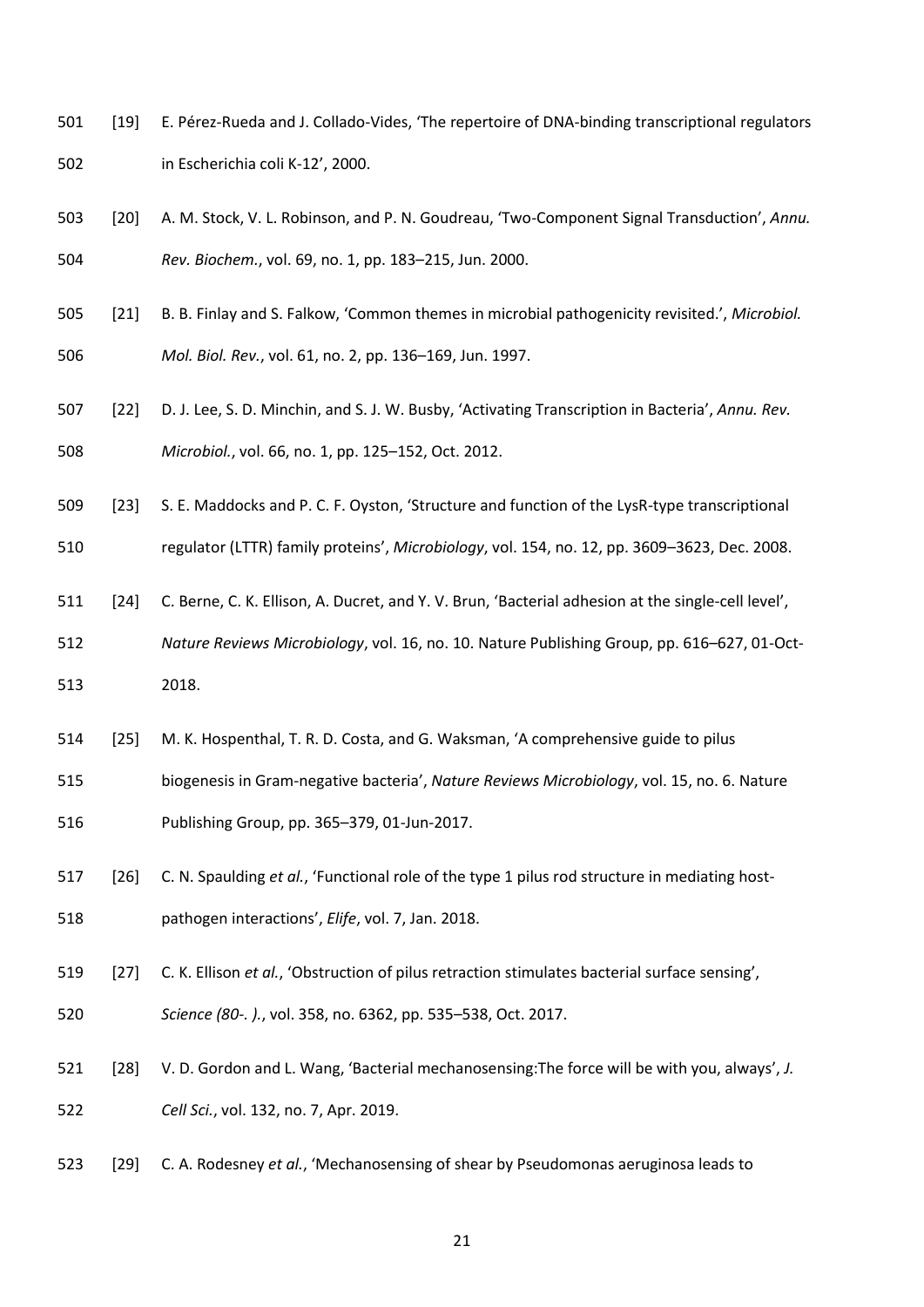[19] E. Pérez-Rueda and J. Collado-Vides, 'The repertoire of DNA-binding transcriptional regulators in Escherichia coli K-12', 2000.

[20] A. M. Stock, V. L. Robinson, and P. N. Goudreau, 'Two-Component Signal Transduction', *Annu. Rev. Biochem.*, vol. 69, no. 1, pp. 183–215, Jun. 2000.

[21] B. B. Finlay and S. Falkow, 'Common themes in microbial pathogenicity revisited.', *Microbiol. Mol. Biol. Rev.*, vol. 61, no. 2, pp. 136–169, Jun. 1997.

[22] D. J. Lee, S. D. Minchin, and S. J. W. Busby, 'Activating Transcription in Bacteria', *Annu. Rev. Microbiol.*, vol. 66, no. 1, pp. 125–152, Oct. 2012.

[23] S. E. Maddocks and P. C. F. Oyston, 'Structure and function of the LysR-type transcriptional regulator (LTTR) family proteins', *Microbiology*, vol. 154, no. 12, pp. 3609–3623, Dec. 2008.

[24] C. Berne, C. K. Ellison, A. Ducret, and Y. V. Brun, 'Bacterial adhesion at the single-cell level', *Nature Reviews Microbiology*, vol. 16, no. 10. Nature Publishing Group, pp. 616–627, 01-Oct-2018.

[25] M. K. Hospenthal, T. R. D. Costa, and G. Waksman, 'A comprehensive guide to pilus biogenesis in Gram-negative bacteria', *Nature Reviews Microbiology*, vol. 15, no. 6. Nature Publishing Group, pp. 365–379, 01-Jun-2017.

[26] C. N. Spaulding *et al.*, 'Functional role of the type 1 pilus rod structure in mediating host-pathogen interactions', *Elife*, vol. 7, Jan. 2018.

[27] C. K. Ellison *et al.*, 'Obstruction of pilus retraction stimulates bacterial surface sensing', *Science (80-. ).*, vol. 358, no. 6362, pp. 535–538, Oct. 2017.

[28] V. D. Gordon and L. Wang, 'Bacterial mechanosensing:The force will be with you, always', *J. Cell Sci.*, vol. 132, no. 7, Apr. 2019.

[29] C. A. Rodesney *et al.*, 'Mechanosensing of shear by Pseudomonas aeruginosa leads to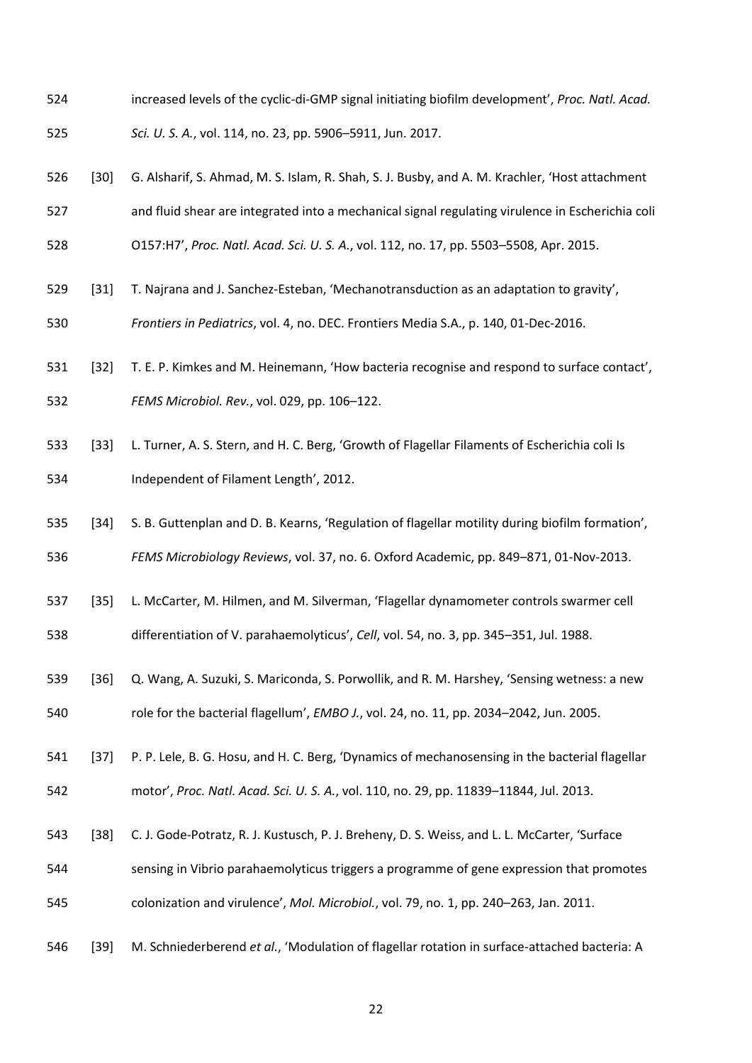increased levels of the cyclic-di-GMP signal initiating biofilm development', *Proc. Natl. Acad. Sci. U. S. A.*, vol. 114, no. 23, pp. 5906–5911, Jun. 2017.

[30] G. Alsharif, S. Ahmad, M. S. Islam, R. Shah, S. J. Busby, and A. M. Krachler, 'Host attachment and fluid shear are integrated into a mechanical signal regulating virulence in Escherichia coli O157:H7', *Proc. Natl. Acad. Sci. U. S. A.*, vol. 112, no. 17, pp. 5503–5508, Apr. 2015.

[31] T. Najrana and J. Sanchez-Esteban, 'Mechanotransduction as an adaptation to gravity', *Frontiers in Pediatrics*, vol. 4, no. DEC. Frontiers Media S.A., p. 140, 01-Dec-2016.

[32] T. E. P. Kimkes and M. Heinemann, 'How bacteria recognise and respond to surface contact', *FEMS Microbiol. Rev.*, vol. 029, pp. 106–122.

[33] L. Turner, A. S. Stern, and H. C. Berg, 'Growth of Flagellar Filaments of Escherichia coli Is Independent of Filament Length', 2012.

[34] S. B. Guttenplan and D. B. Kearns, 'Regulation of flagellar motility during biofilm formation', *FEMS Microbiology Reviews*, vol. 37, no. 6. Oxford Academic, pp. 849–871, 01-Nov-2013.

[35] L. McCarter, M. Hilmen, and M. Silverman, 'Flagellar dynamometer controls swarmer cell differentiation of V. parahaemolyticus', *Cell*, vol. 54, no. 3, pp. 345–351, Jul. 1988.

[36] Q. Wang, A. Suzuki, S. Mariconda, S. Porwollik, and R. M. Harshey, 'Sensing wetness: a new role for the bacterial flagellum', *EMBO J.*, vol. 24, no. 11, pp. 2034–2042, Jun. 2005.

[37] P. P. Lele, B. G. Hosu, and H. C. Berg, 'Dynamics of mechanosensing in the bacterial flagellar motor', *Proc. Natl. Acad. Sci. U. S. A.*, vol. 110, no. 29, pp. 11839–11844, Jul. 2013.

[38] C. J. Gode-Potratz, R. J. Kustusch, P. J. Breheny, D. S. Weiss, and L. L. McCarter, 'Surface sensing in Vibrio parahaemolyticus triggers a programme of gene expression that promotes colonization and virulence', *Mol. Microbiol.*, vol. 79, no. 1, pp. 240–263, Jan. 2011.

[39] M. Schniederberend *et al.*, 'Modulation of flagellar rotation in surface-attached bacteria: A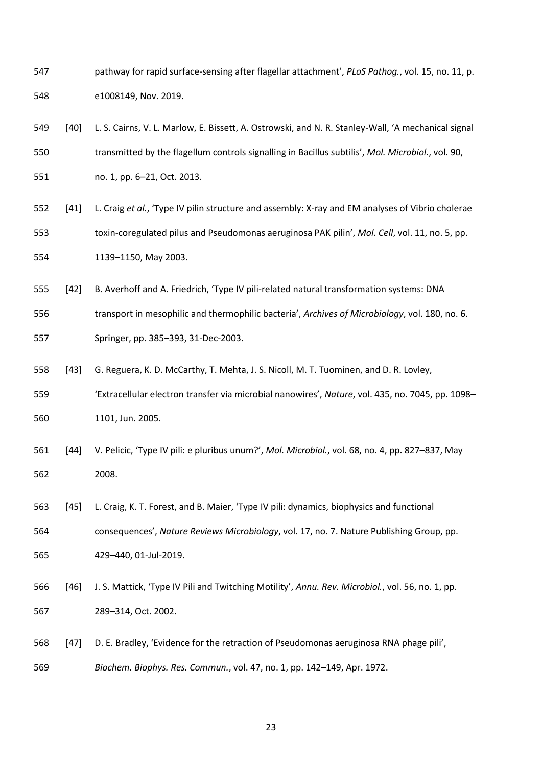pathway for rapid surface-sensing after flagellar attachment', *PLoS Pathog.*, vol. 15, no. 11, p. e1008149, Nov. 2019.

[40] L. S. Cairns, V. L. Marlow, E. Bissett, A. Ostrowski, and N. R. Stanley-Wall, 'A mechanical signal transmitted by the flagellum controls signalling in Bacillus subtilis', *Mol. Microbiol.*, vol. 90, no. 1, pp. 6–21, Oct. 2013.

[41] L. Craig *et al.*, 'Type IV pilin structure and assembly: X-ray and EM analyses of Vibrio cholerae toxin-coregulated pilus and Pseudomonas aeruginosa PAK pilin', *Mol. Cell*, vol. 11, no. 5, pp. 1139–1150, May 2003.

[42] B. Averhoff and A. Friedrich, 'Type IV pili-related natural transformation systems: DNA transport in mesophilic and thermophilic bacteria', *Archives of Microbiology*, vol. 180, no. 6. Springer, pp. 385–393, 31-Dec-2003.

[43] G. Reguera, K. D. McCarthy, T. Mehta, J. S. Nicoll, M. T. Tuominen, and D. R. Lovley, 'Extracellular electron transfer via microbial nanowires', *Nature*, vol. 435, no. 7045, pp. 1098–1101, Jun. 2005.

[44] V. Pelicic, 'Type IV pili: e pluribus unum?', *Mol. Microbiol.*, vol. 68, no. 4, pp. 827–837, May 2008.

[45] L. Craig, K. T. Forest, and B. Maier, 'Type IV pili: dynamics, biophysics and functional consequences', *Nature Reviews Microbiology*, vol. 17, no. 7. Nature Publishing Group, pp. 429–440, 01-Jul-2019.

[46] J. S. Mattick, 'Type IV Pili and Twitching Motility', *Annu. Rev. Microbiol.*, vol. 56, no. 1, pp. 289–314, Oct. 2002.

[47] D. E. Bradley, 'Evidence for the retraction of Pseudomonas aeruginosa RNA phage pili', *Biochem. Biophys. Res. Commun.*, vol. 47, no. 1, pp. 142–149, Apr. 1972.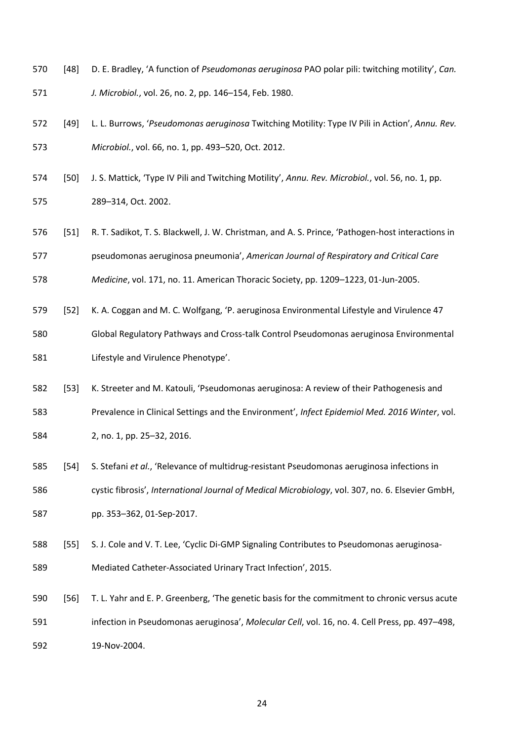[48] D. E. Bradley, 'A function of *Pseudomonas aeruginosa* PAO polar pili: twitching motility', *Can. J. Microbiol.*, vol. 26, no. 2, pp. 146–154, Feb. 1980.

[49] L. L. Burrows, '*Pseudomonas aeruginosa* Twitching Motility: Type IV Pili in Action', *Annu. Rev. Microbiol.*, vol. 66, no. 1, pp. 493–520, Oct. 2012.

[50] J. S. Mattick, 'Type IV Pili and Twitching Motility', *Annu. Rev. Microbiol.*, vol. 56, no. 1, pp. 289–314, Oct. 2002.

[51] R. T. Sadikot, T. S. Blackwell, J. W. Christman, and A. S. Prince, 'Pathogen-host interactions in pseudomonas aeruginosa pneumonia', *American Journal of Respiratory and Critical Care Medicine*, vol. 171, no. 11. American Thoracic Society, pp. 1209–1223, 01-Jun-2005.

[52] K. A. Coggan and M. C. Wolfgang, 'P. aeruginosa Environmental Lifestyle and Virulence 47 Global Regulatory Pathways and Cross-talk Control Pseudomonas aeruginosa Environmental Lifestyle and Virulence Phenotype'.

[53] K. Streeter and M. Katouli, 'Pseudomonas aeruginosa: A review of their Pathogenesis and Prevalence in Clinical Settings and the Environment', *Infect Epidemiol Med. 2016 Winter*, vol. 2, no. 1, pp. 25–32, 2016.

[54] S. Stefani *et al.*, 'Relevance of multidrug-resistant Pseudomonas aeruginosa infections in cystic fibrosis', *International Journal of Medical Microbiology*, vol. 307, no. 6. Elsevier GmbH, pp. 353–362, 01-Sep-2017.

[55] S. J. Cole and V. T. Lee, 'Cyclic Di-GMP Signaling Contributes to Pseudomonas aeruginosa-Mediated Catheter-Associated Urinary Tract Infection', 2015.

[56] T. L. Yahr and E. P. Greenberg, 'The genetic basis for the commitment to chronic versus acute infection in Pseudomonas aeruginosa', *Molecular Cell*, vol. 16, no. 4. Cell Press, pp. 497–498, 19-Nov-2004.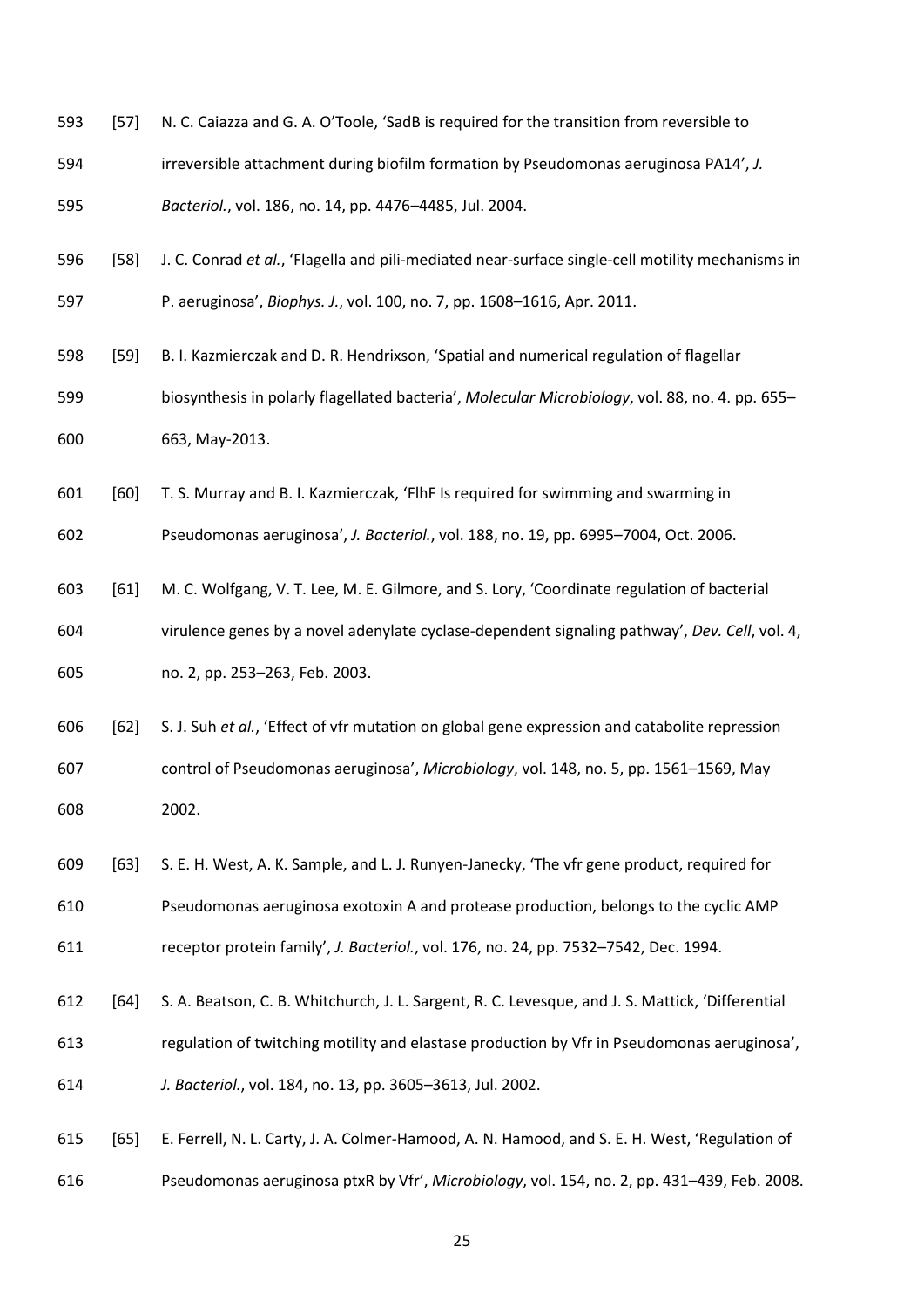[57] N. C. Caiazza and G. A. O'Toole, 'SadB is required for the transition from reversible to irreversible attachment during biofilm formation by Pseudomonas aeruginosa PA14', *J. Bacteriol.*, vol. 186, no. 14, pp. 4476–4485, Jul. 2004.

[58] J. C. Conrad *et al.*, 'Flagella and pili-mediated near-surface single-cell motility mechanisms in P. aeruginosa', *Biophys. J.*, vol. 100, no. 7, pp. 1608–1616, Apr. 2011.

[59] B. I. Kazmierczak and D. R. Hendrixson, 'Spatial and numerical regulation of flagellar biosynthesis in polarly flagellated bacteria', *Molecular Microbiology*, vol. 88, no. 4. pp. 655–663, May-2013.

[60] T. S. Murray and B. I. Kazmierczak, 'FlhF Is required for swimming and swarming in Pseudomonas aeruginosa', *J. Bacteriol.*, vol. 188, no. 19, pp. 6995–7004, Oct. 2006.

[61] M. C. Wolfgang, V. T. Lee, M. E. Gilmore, and S. Lory, 'Coordinate regulation of bacterial virulence genes by a novel adenylate cyclase-dependent signaling pathway', *Dev. Cell*, vol. 4, no. 2, pp. 253–263, Feb. 2003.

[62] S. J. Suh *et al.*, 'Effect of vfr mutation on global gene expression and catabolite repression control of Pseudomonas aeruginosa', *Microbiology*, vol. 148, no. 5, pp. 1561–1569, May 2002.

[63] S. E. H. West, A. K. Sample, and L. J. Runyen-Janecky, 'The vfr gene product, required for Pseudomonas aeruginosa exotoxin A and protease production, belongs to the cyclic AMP receptor protein family', *J. Bacteriol.*, vol. 176, no. 24, pp. 7532–7542, Dec. 1994.

[64] S. A. Beatson, C. B. Whitchurch, J. L. Sargent, R. C. Levesque, and J. S. Mattick, 'Differential regulation of twitching motility and elastase production by Vfr in Pseudomonas aeruginosa', *J. Bacteriol.*, vol. 184, no. 13, pp. 3605–3613, Jul. 2002.

[65] E. Ferrell, N. L. Carty, J. A. Colmer-Hamood, A. N. Hamood, and S. E. H. West, 'Regulation of Pseudomonas aeruginosa ptxR by Vfr', *Microbiology*, vol. 154, no. 2, pp. 431–439, Feb. 2008.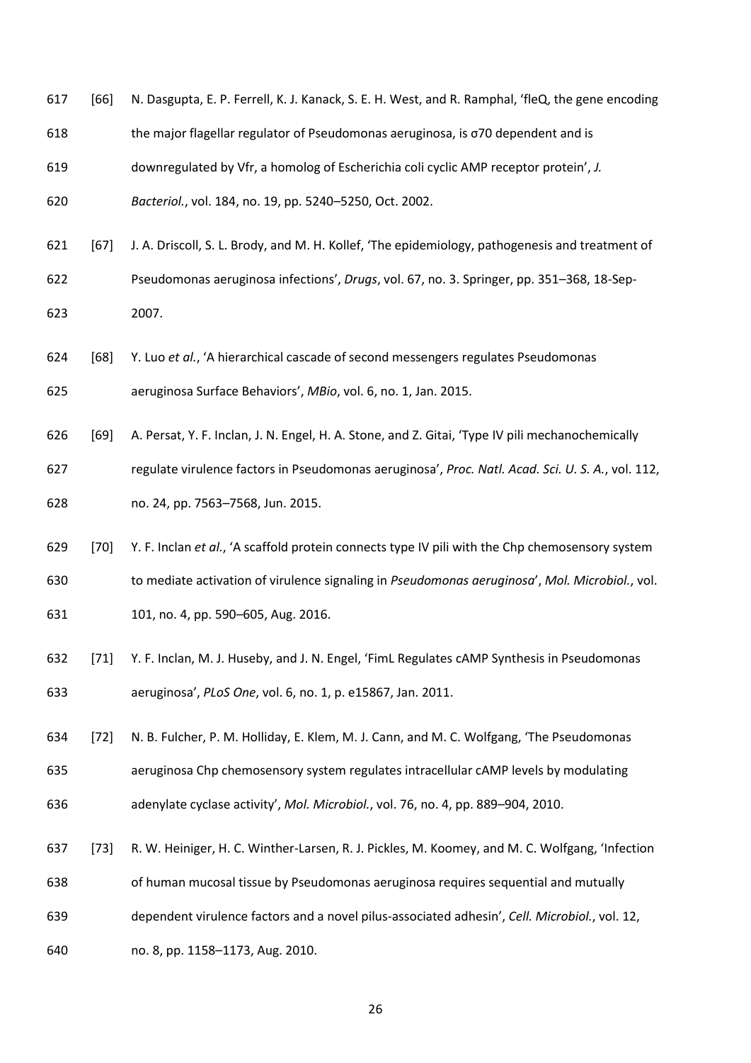[66] N. Dasgupta, E. P. Ferrell, K. J. Kanack, S. E. H. West, and R. Ramphal, 'fleQ, the gene encoding the major flagellar regulator of Pseudomonas aeruginosa, is σ70 dependent and is downregulated by Vfr, a homolog of Escherichia coli cyclic AMP receptor protein', *J. Bacteriol.*, vol. 184, no. 19, pp. 5240–5250, Oct. 2002.

[67] J. A. Driscoll, S. L. Brody, and M. H. Kollef, 'The epidemiology, pathogenesis and treatment of Pseudomonas aeruginosa infections', *Drugs*, vol. 67, no. 3. Springer, pp. 351–368, 18-Sep-2007.

[68] Y. Luo *et al.*, 'A hierarchical cascade of second messengers regulates Pseudomonas aeruginosa Surface Behaviors', *MBio*, vol. 6, no. 1, Jan. 2015.

[69] A. Persat, Y. F. Inclan, J. N. Engel, H. A. Stone, and Z. Gitai, 'Type IV pili mechanochemically regulate virulence factors in Pseudomonas aeruginosa', *Proc. Natl. Acad. Sci. U. S. A.*, vol. 112, no. 24, pp. 7563–7568, Jun. 2015.

[70] Y. F. Inclan *et al.*, 'A scaffold protein connects type IV pili with the Chp chemosensory system to mediate activation of virulence signaling in *Pseudomonas aeruginosa*', *Mol. Microbiol.*, vol. 101, no. 4, pp. 590–605, Aug. 2016.

[71] Y. F. Inclan, M. J. Huseby, and J. N. Engel, 'FimL Regulates cAMP Synthesis in Pseudomonas aeruginosa', *PLoS One*, vol. 6, no. 1, p. e15867, Jan. 2011.

[72] N. B. Fulcher, P. M. Holliday, E. Klem, M. J. Cann, and M. C. Wolfgang, 'The Pseudomonas aeruginosa Chp chemosensory system regulates intracellular cAMP levels by modulating adenylate cyclase activity', *Mol. Microbiol.*, vol. 76, no. 4, pp. 889–904, 2010.

[73] R. W. Heiniger, H. C. Winther-Larsen, R. J. Pickles, M. Koomey, and M. C. Wolfgang, 'Infection of human mucosal tissue by Pseudomonas aeruginosa requires sequential and mutually dependent virulence factors and a novel pilus-associated adhesin', *Cell. Microbiol.*, vol. 12, no. 8, pp. 1158–1173, Aug. 2010.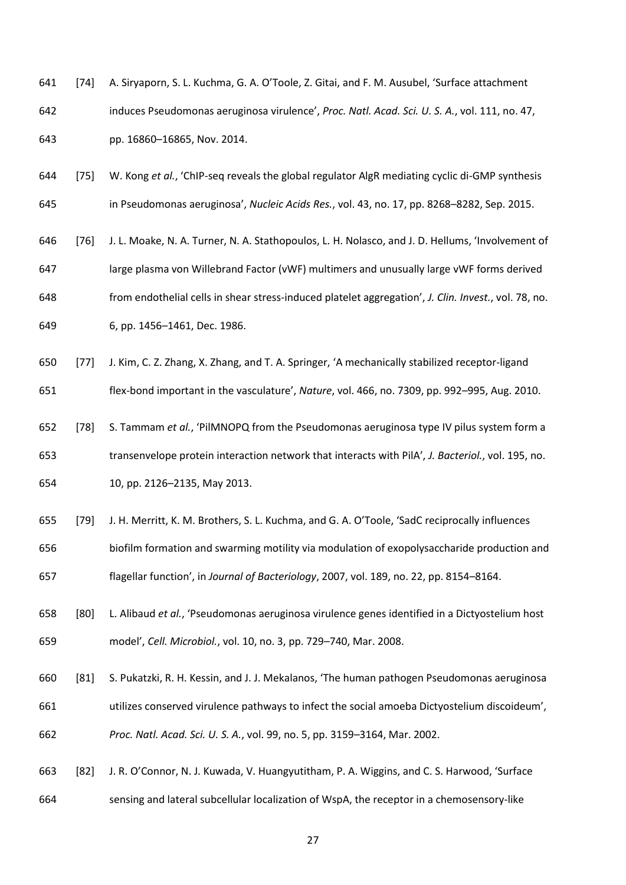[74] A. Siryaporn, S. L. Kuchma, G. A. O'Toole, Z. Gitai, and F. M. Ausubel, 'Surface attachment induces Pseudomonas aeruginosa virulence', *Proc. Natl. Acad. Sci. U. S. A.*, vol. 111, no. 47, pp. 16860–16865, Nov. 2014.

[75] W. Kong *et al.*, 'ChIP-seq reveals the global regulator AlgR mediating cyclic di-GMP synthesis in Pseudomonas aeruginosa', *Nucleic Acids Res.*, vol. 43, no. 17, pp. 8268–8282, Sep. 2015.

[76] J. L. Moake, N. A. Turner, N. A. Stathopoulos, L. H. Nolasco, and J. D. Hellums, 'Involvement of large plasma von Willebrand Factor (vWF) multimers and unusually large vWF forms derived from endothelial cells in shear stress-induced platelet aggregation', *J. Clin. Invest.*, vol. 78, no. 6, pp. 1456–1461, Dec. 1986.

[77] J. Kim, C. Z. Zhang, X. Zhang, and T. A. Springer, 'A mechanically stabilized receptor-ligand flex-bond important in the vasculature', *Nature*, vol. 466, no. 7309, pp. 992–995, Aug. 2010.

[78] S. Tammam *et al.*, 'PilMNOPQ from the Pseudomonas aeruginosa type IV pilus system form a transenvelope protein interaction network that interacts with PilA', *J. Bacteriol.*, vol. 195, no. 10, pp. 2126–2135, May 2013.

[79] J. H. Merritt, K. M. Brothers, S. L. Kuchma, and G. A. O'Toole, 'SadC reciprocally influences biofilm formation and swarming motility via modulation of exopolysaccharide production and flagellar function', in *Journal of Bacteriology*, 2007, vol. 189, no. 22, pp. 8154–8164.

[80] L. Alibaud *et al.*, 'Pseudomonas aeruginosa virulence genes identified in a Dictyostelium host model', *Cell. Microbiol.*, vol. 10, no. 3, pp. 729–740, Mar. 2008.

[81] S. Pukatzki, R. H. Kessin, and J. J. Mekalanos, 'The human pathogen Pseudomonas aeruginosa utilizes conserved virulence pathways to infect the social amoeba Dictyostelium discoideum', *Proc. Natl. Acad. Sci. U. S. A.*, vol. 99, no. 5, pp. 3159–3164, Mar. 2002.

[82] J. R. O'Connor, N. J. Kuwada, V. Huangyutitham, P. A. Wiggins, and C. S. Harwood, 'Surface sensing and lateral subcellular localization of WspA, the receptor in a chemosensory-like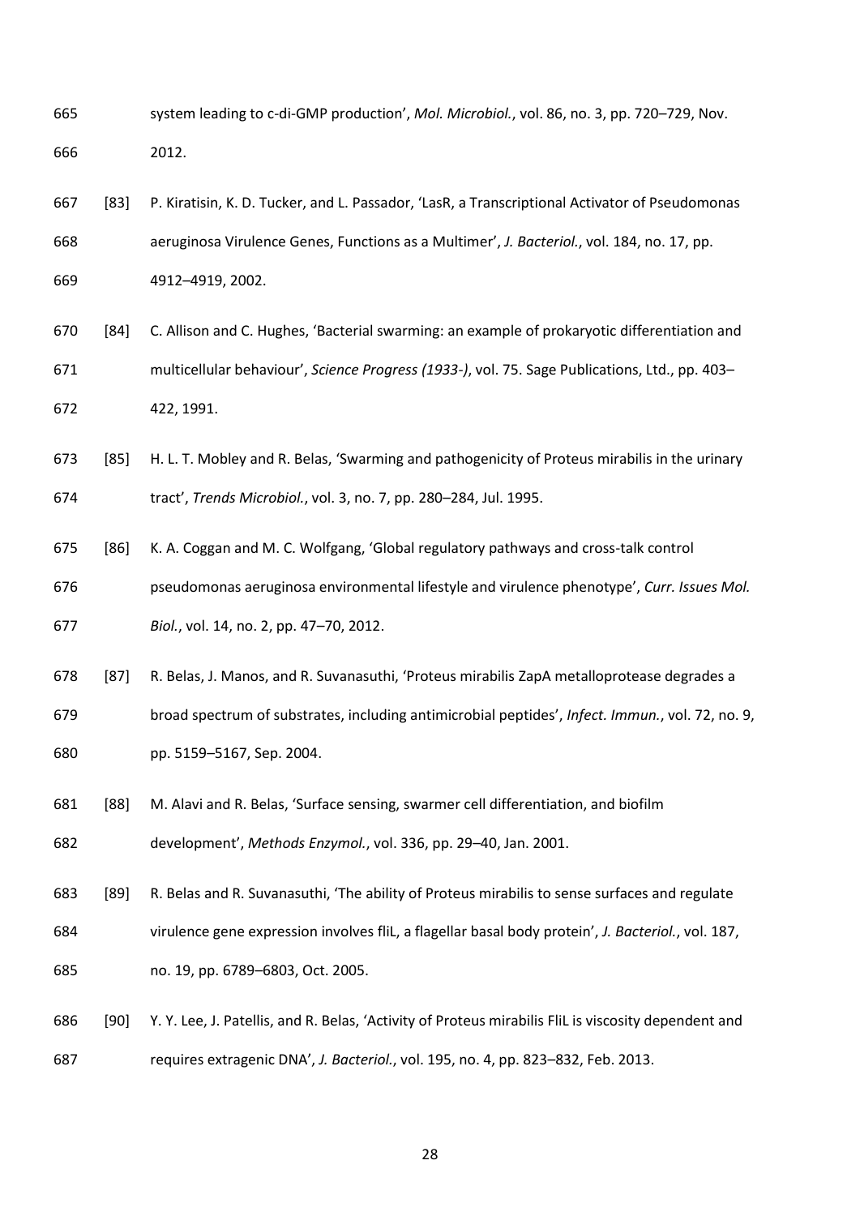system leading to c-di-GMP production', *Mol. Microbiol.*, vol. 86, no. 3, pp. 720–729, Nov. 2012.

[83] P. Kiratisin, K. D. Tucker, and L. Passador, 'LasR, a Transcriptional Activator of Pseudomonas aeruginosa Virulence Genes, Functions as a Multimer', *J. Bacteriol.*, vol. 184, no. 17, pp. 4912–4919, 2002.

[84] C. Allison and C. Hughes, 'Bacterial swarming: an example of prokaryotic differentiation and multicellular behaviour', *Science Progress (1933-)*, vol. 75. Sage Publications, Ltd., pp. 403–422, 1991.

[85] H. L. T. Mobley and R. Belas, 'Swarming and pathogenicity of Proteus mirabilis in the urinary tract', *Trends Microbiol.*, vol. 3, no. 7, pp. 280–284, Jul. 1995.

[86] K. A. Coggan and M. C. Wolfgang, 'Global regulatory pathways and cross-talk control pseudomonas aeruginosa environmental lifestyle and virulence phenotype', *Curr. Issues Mol. Biol.*, vol. 14, no. 2, pp. 47–70, 2012.

[87] R. Belas, J. Manos, and R. Suvanasuthi, 'Proteus mirabilis ZapA metalloprotease degrades a broad spectrum of substrates, including antimicrobial peptides', *Infect. Immun.*, vol. 72, no. 9, pp. 5159–5167, Sep. 2004.

[88] M. Alavi and R. Belas, 'Surface sensing, swarmer cell differentiation, and biofilm development', *Methods Enzymol.*, vol. 336, pp. 29–40, Jan. 2001.

[89] R. Belas and R. Suvanasuthi, 'The ability of Proteus mirabilis to sense surfaces and regulate virulence gene expression involves fliL, a flagellar basal body protein', *J. Bacteriol.*, vol. 187, no. 19, pp. 6789–6803, Oct. 2005.

[90] Y. Y. Lee, J. Patellis, and R. Belas, 'Activity of Proteus mirabilis FliL is viscosity dependent and requires extragenic DNA', *J. Bacteriol.*, vol. 195, no. 4, pp. 823–832, Feb. 2013.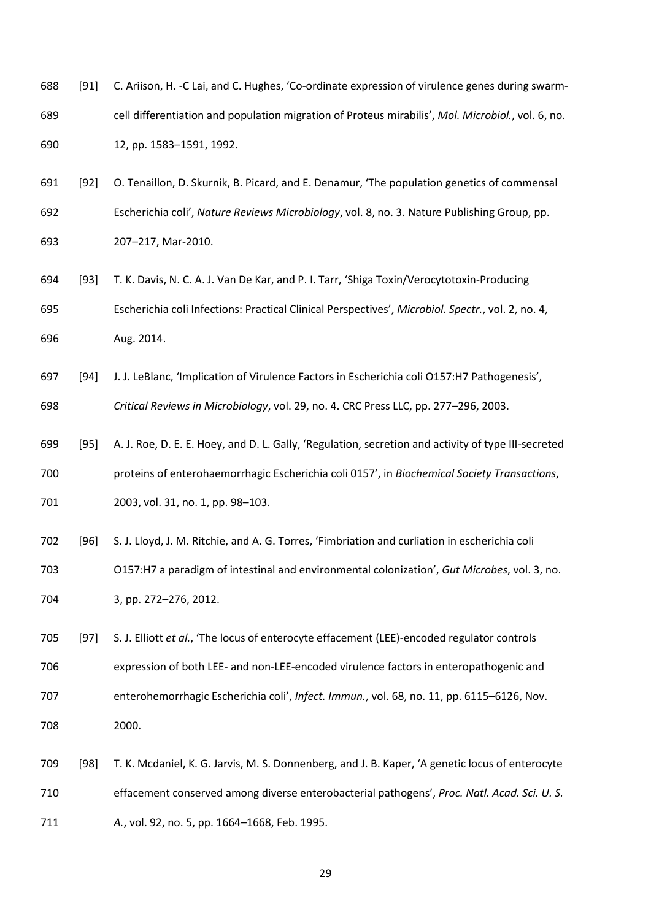[91] C. Ariison, H. -C Lai, and C. Hughes, 'Co-ordinate expression of virulence genes during swarm-cell differentiation and population migration of Proteus mirabilis', *Mol. Microbiol.*, vol. 6, no. 12, pp. 1583–1591, 1992.

[92] O. Tenaillon, D. Skurnik, B. Picard, and E. Denamur, 'The population genetics of commensal Escherichia coli', *Nature Reviews Microbiology*, vol. 8, no. 3. Nature Publishing Group, pp. 207–217, Mar-2010.

[93] T. K. Davis, N. C. A. J. Van De Kar, and P. I. Tarr, 'Shiga Toxin/Verocytotoxin-Producing Escherichia coli Infections: Practical Clinical Perspectives', *Microbiol. Spectr.*, vol. 2, no. 4, Aug. 2014.

[94] J. J. LeBlanc, 'Implication of Virulence Factors in Escherichia coli O157:H7 Pathogenesis', *Critical Reviews in Microbiology*, vol. 29, no. 4. CRC Press LLC, pp. 277–296, 2003.

[95] A. J. Roe, D. E. E. Hoey, and D. L. Gally, 'Regulation, secretion and activity of type III-secreted proteins of enterohaemorrhagic Escherichia coli 0157', in *Biochemical Society Transactions*, 2003, vol. 31, no. 1, pp. 98–103.

[96] S. J. Lloyd, J. M. Ritchie, and A. G. Torres, 'Fimbriation and curliation in escherichia coli O157:H7 a paradigm of intestinal and environmental colonization', *Gut Microbes*, vol. 3, no. 3, pp. 272–276, 2012.

[97] S. J. Elliott *et al.*, 'The locus of enterocyte effacement (LEE)-encoded regulator controls expression of both LEE- and non-LEE-encoded virulence factors in enteropathogenic and enterohemorrhagic Escherichia coli', *Infect. Immun.*, vol. 68, no. 11, pp. 6115–6126, Nov. 2000.

[98] T. K. Mcdaniel, K. G. Jarvis, M. S. Donnenberg, and J. B. Kaper, 'A genetic locus of enterocyte effacement conserved among diverse enterobacterial pathogens', *Proc. Natl. Acad. Sci. U. S. A.*, vol. 92, no. 5, pp. 1664–1668, Feb. 1995.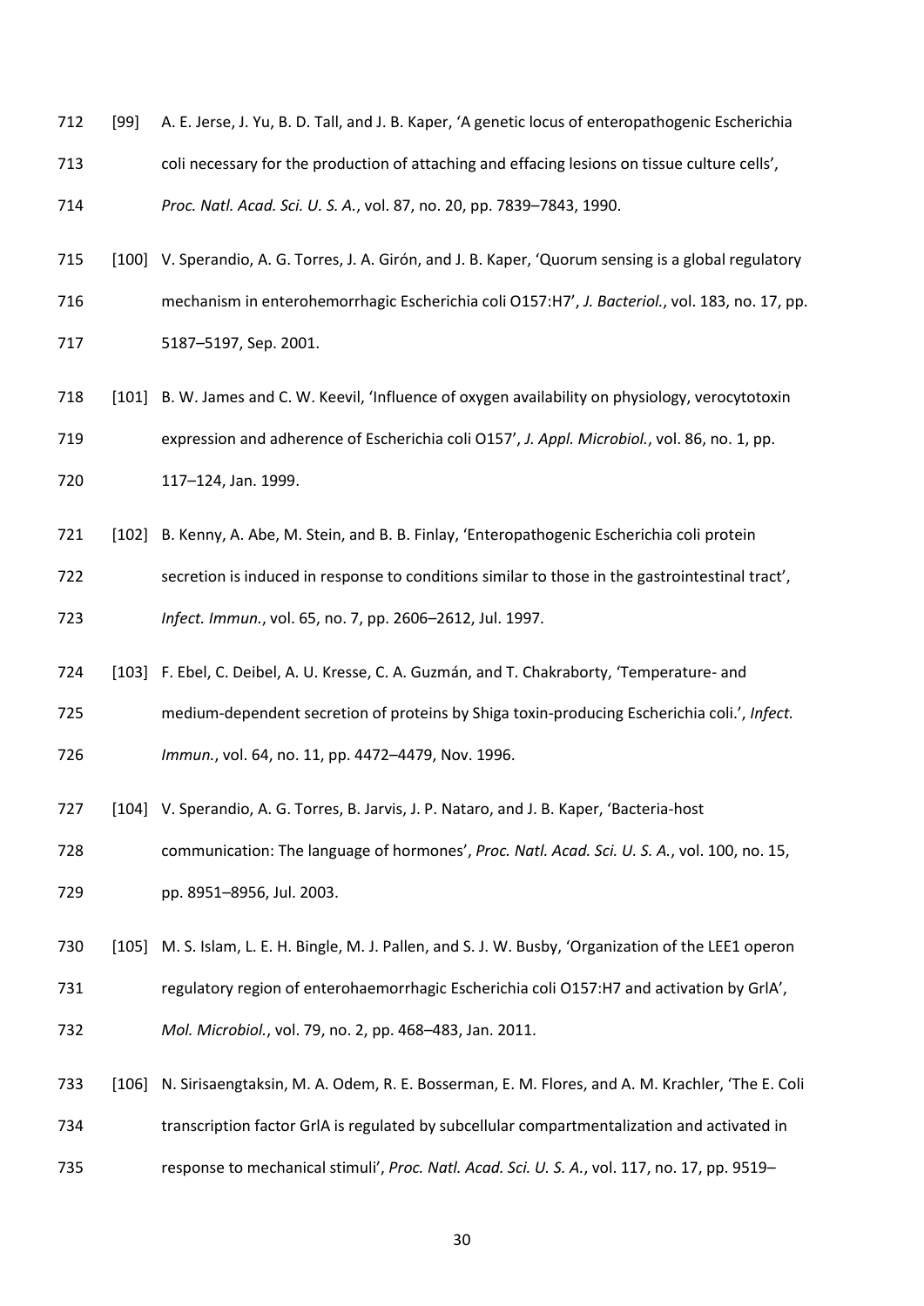[99] A. E. Jerse, J. Yu, B. D. Tall, and J. B. Kaper, 'A genetic locus of enteropathogenic Escherichia coli necessary for the production of attaching and effacing lesions on tissue culture cells', *Proc. Natl. Acad. Sci. U. S. A.*, vol. 87, no. 20, pp. 7839–7843, 1990.

[100] V. Sperandio, A. G. Torres, J. A. Girón, and J. B. Kaper, 'Quorum sensing is a global regulatory mechanism in enterohemorrhagic Escherichia coli O157:H7', *J. Bacteriol.*, vol. 183, no. 17, pp. 5187–5197, Sep. 2001.

[101] B. W. James and C. W. Keevil, 'Influence of oxygen availability on physiology, verocytotoxin expression and adherence of Escherichia coli O157', *J. Appl. Microbiol.*, vol. 86, no. 1, pp. 117–124, Jan. 1999.

[102] B. Kenny, A. Abe, M. Stein, and B. B. Finlay, 'Enteropathogenic Escherichia coli protein secretion is induced in response to conditions similar to those in the gastrointestinal tract', *Infect. Immun.*, vol. 65, no. 7, pp. 2606–2612, Jul. 1997.

[103] F. Ebel, C. Deibel, A. U. Kresse, C. A. Guzmán, and T. Chakraborty, 'Temperature- and medium-dependent secretion of proteins by Shiga toxin-producing Escherichia coli.', *Infect. Immun.*, vol. 64, no. 11, pp. 4472–4479, Nov. 1996.

[104] V. Sperandio, A. G. Torres, B. Jarvis, J. P. Nataro, and J. B. Kaper, 'Bacteria-host communication: The language of hormones', *Proc. Natl. Acad. Sci. U. S. A.*, vol. 100, no. 15, pp. 8951–8956, Jul. 2003.

[105] M. S. Islam, L. E. H. Bingle, M. J. Pallen, and S. J. W. Busby, 'Organization of the LEE1 operon regulatory region of enterohaemorrhagic Escherichia coli O157:H7 and activation by GrlA', *Mol. Microbiol.*, vol. 79, no. 2, pp. 468–483, Jan. 2011.

[106] N. Sirisaengtaksin, M. A. Odem, R. E. Bosserman, E. M. Flores, and A. M. Krachler, 'The E. Coli transcription factor GrlA is regulated by subcellular compartmentalization and activated in response to mechanical stimuli', *Proc. Natl. Acad. Sci. U. S. A.*, vol. 117, no. 17, pp. 9519–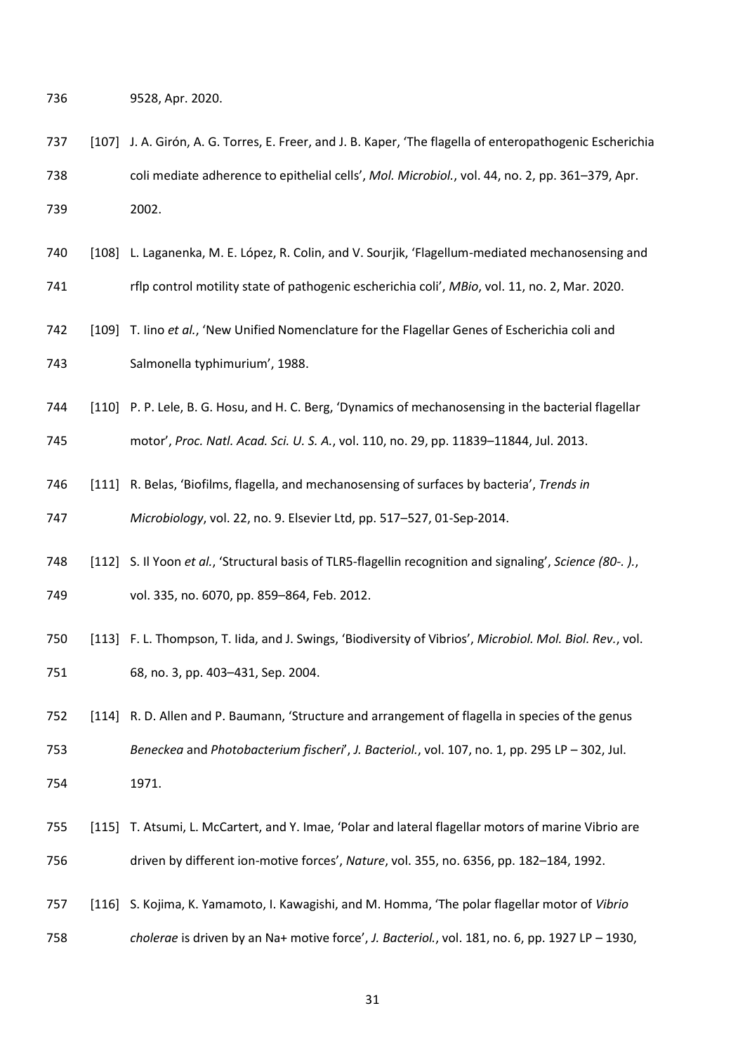9528, Apr. 2020.

[107] J. A. Girón, A. G. Torres, E. Freer, and J. B. Kaper, 'The flagella of enteropathogenic Escherichia coli mediate adherence to epithelial cells', *Mol. Microbiol.*, vol. 44, no. 2, pp. 361–379, Apr. 2002.

[108] L. Laganenka, M. E. López, R. Colin, and V. Sourjik, 'Flagellum-mediated mechanosensing and rflp control motility state of pathogenic escherichia coli', *MBio*, vol. 11, no. 2, Mar. 2020.

[109] T. Iino *et al.*, 'New Unified Nomenclature for the Flagellar Genes of Escherichia coli and Salmonella typhimurium', 1988.

[110] P. P. Lele, B. G. Hosu, and H. C. Berg, 'Dynamics of mechanosensing in the bacterial flagellar motor', *Proc. Natl. Acad. Sci. U. S. A.*, vol. 110, no. 29, pp. 11839–11844, Jul. 2013.

[111] R. Belas, 'Biofilms, flagella, and mechanosensing of surfaces by bacteria', *Trends in Microbiology*, vol. 22, no. 9. Elsevier Ltd, pp. 517–527, 01-Sep-2014.

[112] S. Il Yoon *et al.*, 'Structural basis of TLR5-flagellin recognition and signaling', *Science (80-. ).*, vol. 335, no. 6070, pp. 859–864, Feb. 2012.

[113] F. L. Thompson, T. Iida, and J. Swings, 'Biodiversity of Vibrios', *Microbiol. Mol. Biol. Rev.*, vol. 68, no. 3, pp. 403–431, Sep. 2004.

[114] R. D. Allen and P. Baumann, 'Structure and arrangement of flagella in species of the genus *Beneckea* and *Photobacterium fischeri*', *J. Bacteriol.*, vol. 107, no. 1, pp. 295 LP – 302, Jul. 1971.

[115] T. Atsumi, L. McCartert, and Y. Imae, 'Polar and lateral flagellar motors of marine Vibrio are driven by different ion-motive forces', *Nature*, vol. 355, no. 6356, pp. 182–184, 1992.

[116] S. Kojima, K. Yamamoto, I. Kawagishi, and M. Homma, 'The polar flagellar motor of *Vibrio cholerae* is driven by an Na+ motive force', *J. Bacteriol.*, vol. 181, no. 6, pp. 1927 LP – 1930,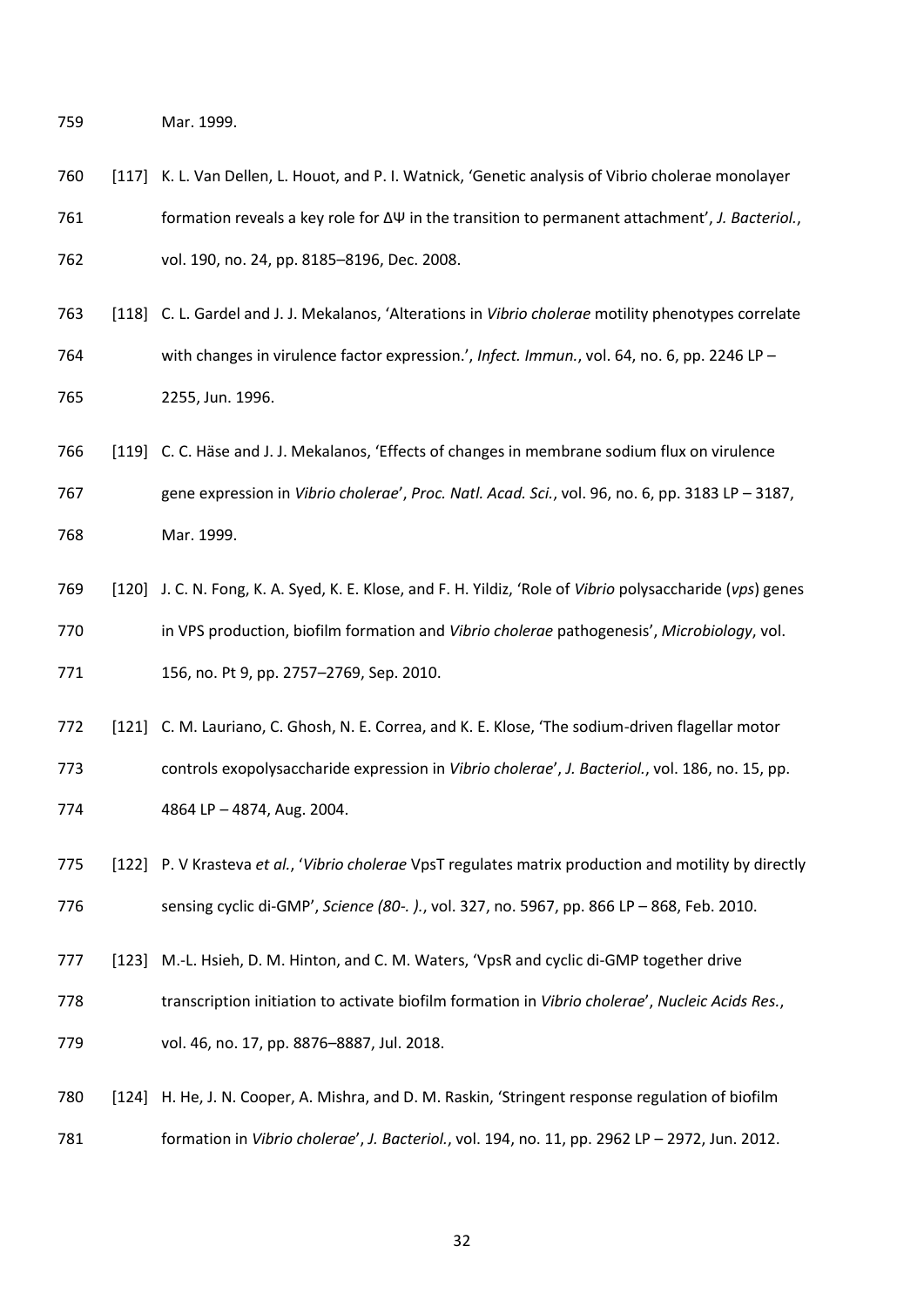Mar. 1999.

[117] K. L. Van Dellen, L. Houot, and P. I. Watnick, 'Genetic analysis of Vibrio cholerae monolayer formation reveals a key role for $\Delta\Psi$ in the transition to permanent attachment', *J. Bacteriol.*, vol. 190, no. 24, pp. 8185–8196, Dec. 2008.

[118] C. L. Gardel and J. J. Mekalanos, 'Alterations in *Vibrio cholerae* motility phenotypes correlate with changes in virulence factor expression.', *Infect. Immun.*, vol. 64, no. 6, pp. 2246 LP – 2255, Jun. 1996.

[119] C. C. Häse and J. J. Mekalanos, 'Effects of changes in membrane sodium flux on virulence gene expression in *Vibrio cholerae*', *Proc. Natl. Acad. Sci.*, vol. 96, no. 6, pp. 3183 LP – 3187, Mar. 1999.

[120] J. C. N. Fong, K. A. Syed, K. E. Klose, and F. H. Yildiz, 'Role of *Vibrio* polysaccharide (*vps*) genes in VPS production, biofilm formation and *Vibrio cholerae* pathogenesis', *Microbiology*, vol. 156, no. Pt 9, pp. 2757–2769, Sep. 2010.

[121] C. M. Lauriano, C. Ghosh, N. E. Correa, and K. E. Klose, 'The sodium-driven flagellar motor controls exopolysaccharide expression in *Vibrio cholerae*', *J. Bacteriol.*, vol. 186, no. 15, pp. 4864 LP – 4874, Aug. 2004.

[122] P. V Krasteva *et al.*, '*Vibrio cholerae* VpsT regulates matrix production and motility by directly sensing cyclic di-GMP', *Science (80-. ).*, vol. 327, no. 5967, pp. 866 LP – 868, Feb. 2010.

[123] M.-L. Hsieh, D. M. Hinton, and C. M. Waters, 'VpsR and cyclic di-GMP together drive transcription initiation to activate biofilm formation in *Vibrio cholerae*', *Nucleic Acids Res.*, vol. 46, no. 17, pp. 8876–8887, Jul. 2018.

[124] H. He, J. N. Cooper, A. Mishra, and D. M. Raskin, 'Stringent response regulation of biofilm formation in *Vibrio cholerae*', *J. Bacteriol.*, vol. 194, no. 11, pp. 2962 LP – 2972, Jun. 2012.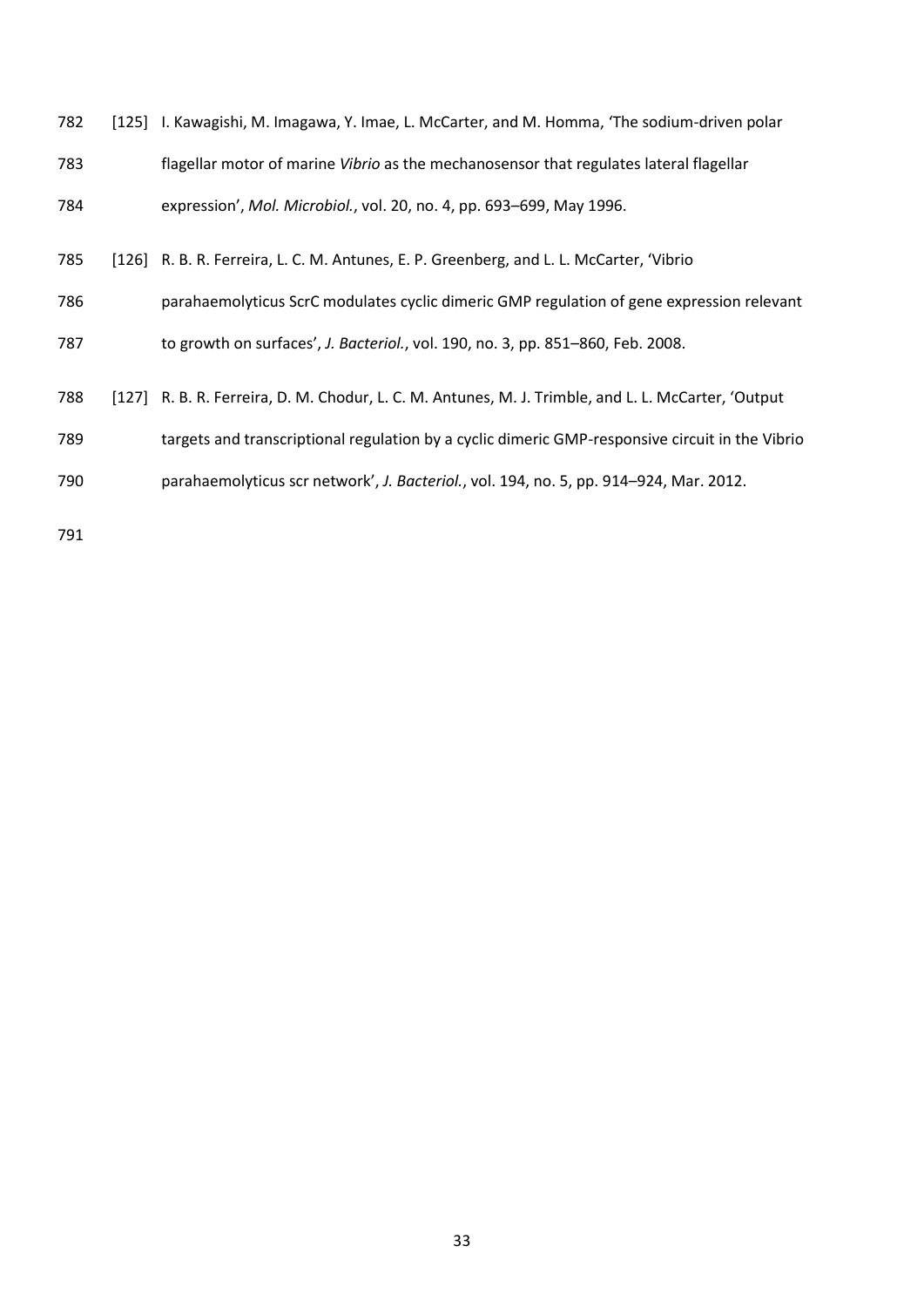[125] I. Kawagishi, M. Imagawa, Y. Imae, L. McCarter, and M. Homma, 'The sodium-driven polar flagellar motor of marine *Vibrio* as the mechanosensor that regulates lateral flagellar expression', *Mol. Microbiol.*, vol. 20, no. 4, pp. 693–699, May 1996.

[126] R. B. R. Ferreira, L. C. M. Antunes, E. P. Greenberg, and L. L. McCarter, 'Vibrio parahaemolyticus ScrC modulates cyclic dimeric GMP regulation of gene expression relevant to growth on surfaces', *J. Bacteriol.*, vol. 190, no. 3, pp. 851–860, Feb. 2008.

[127] R. B. R. Ferreira, D. M. Chodur, L. C. M. Antunes, M. J. Trimble, and L. L. McCarter, 'Output targets and transcriptional regulation by a cyclic dimeric GMP-responsive circuit in the Vibrio parahaemolyticus scr network', *J. Bacteriol.*, vol. 194, no. 5, pp. 914–924, Mar. 2012.